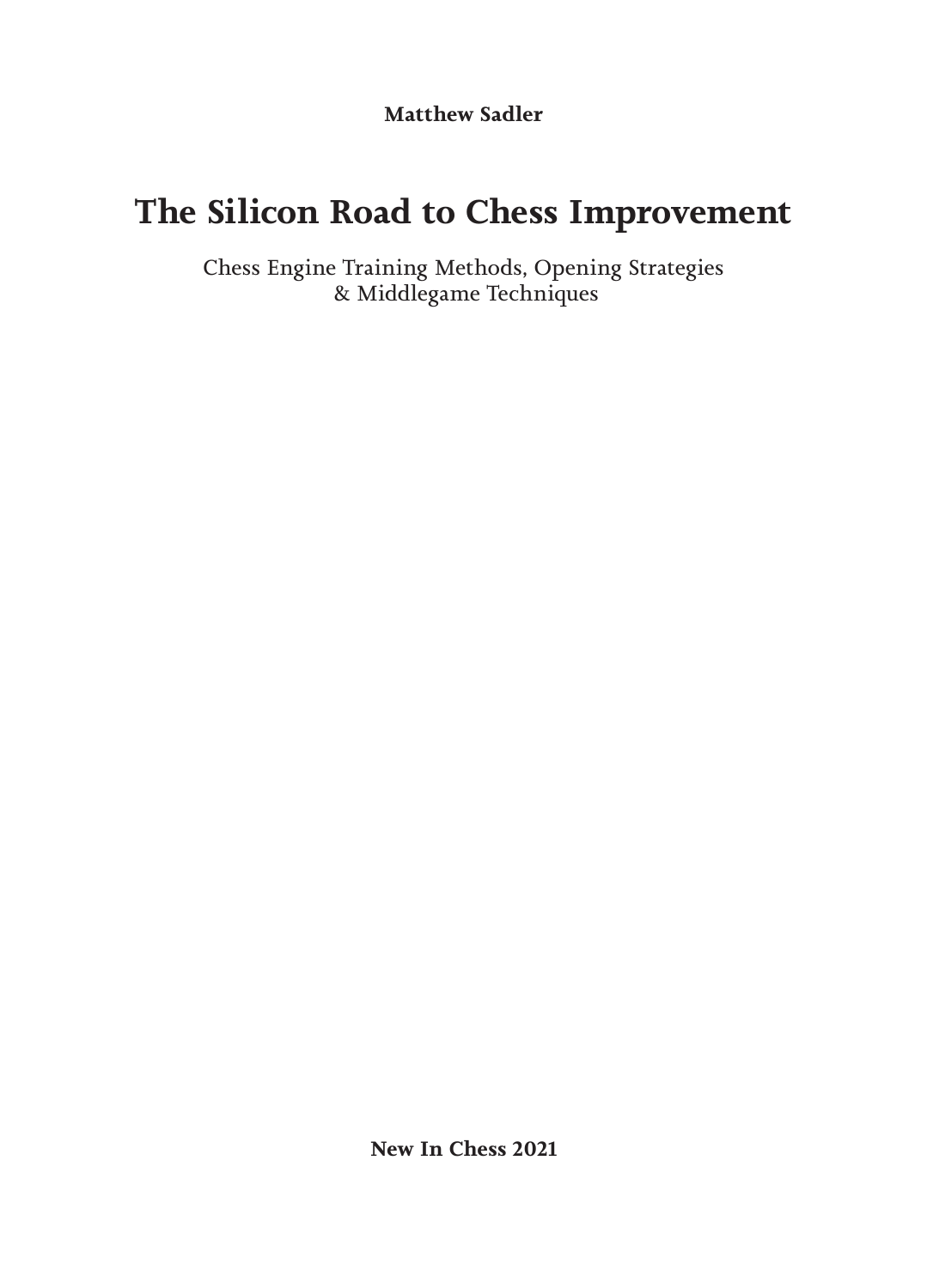**Matthew Sadler**

# The Silicon Road to Chess Improvement

Chess Engine Training Methods, Opening Strategies
& Middlegame Techniques

**New In Chess 2021**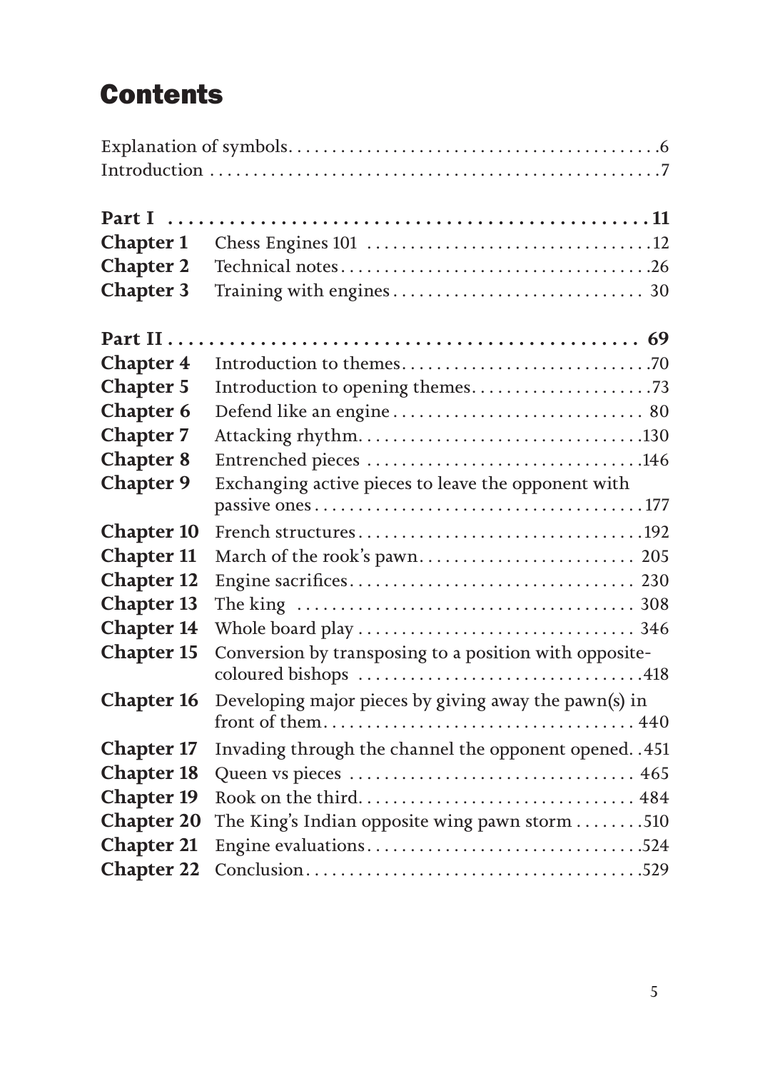# Contents

| | | |
|---|---|---|
| Explanation of symbols | | 6 |
| Introduction | | 7 |
| **Part I** | | **11** |
| **Chapter 1** | Chess Engines 101 | 12 |
| **Chapter 2** | Technical notes | 26 |
| **Chapter 3** | Training with engines | 30 |
| **Part II** | | **69** |
| **Chapter 4** | Introduction to themes | 70 |
| **Chapter 5** | Introduction to opening themes | 73 |
| **Chapter 6** | Defend like an engine | 80 |
| **Chapter 7** | Attacking rhythm | 130 |
| **Chapter 8** | Entrenched pieces | 146 |
| **Chapter 9** | Exchanging active pieces to leave the opponent with passive ones | 177 |
| **Chapter 10** | French structures | 192 |
| **Chapter 11** | March of the rook's pawn | 205 |
| **Chapter 12** | Engine sacrifices | 230 |
| **Chapter 13** | The king | 308 |
| **Chapter 14** | Whole board play | 346 |
| **Chapter 15** | Conversion by transposing to a position with opposite-coloured bishops | 418 |
| **Chapter 16** | Developing major pieces by giving away the pawn(s) in front of them | 440 |
| **Chapter 17** | Invading through the channel the opponent opened | 451 |
| **Chapter 18** | Queen vs pieces | 465 |
| **Chapter 19** | Rook on the third | 484 |
| **Chapter 20** | The King's Indian opposite wing pawn storm | 510 |
| **Chapter 21** | Engine evaluations | 524 |
| **Chapter 22** | Conclusion | 529 |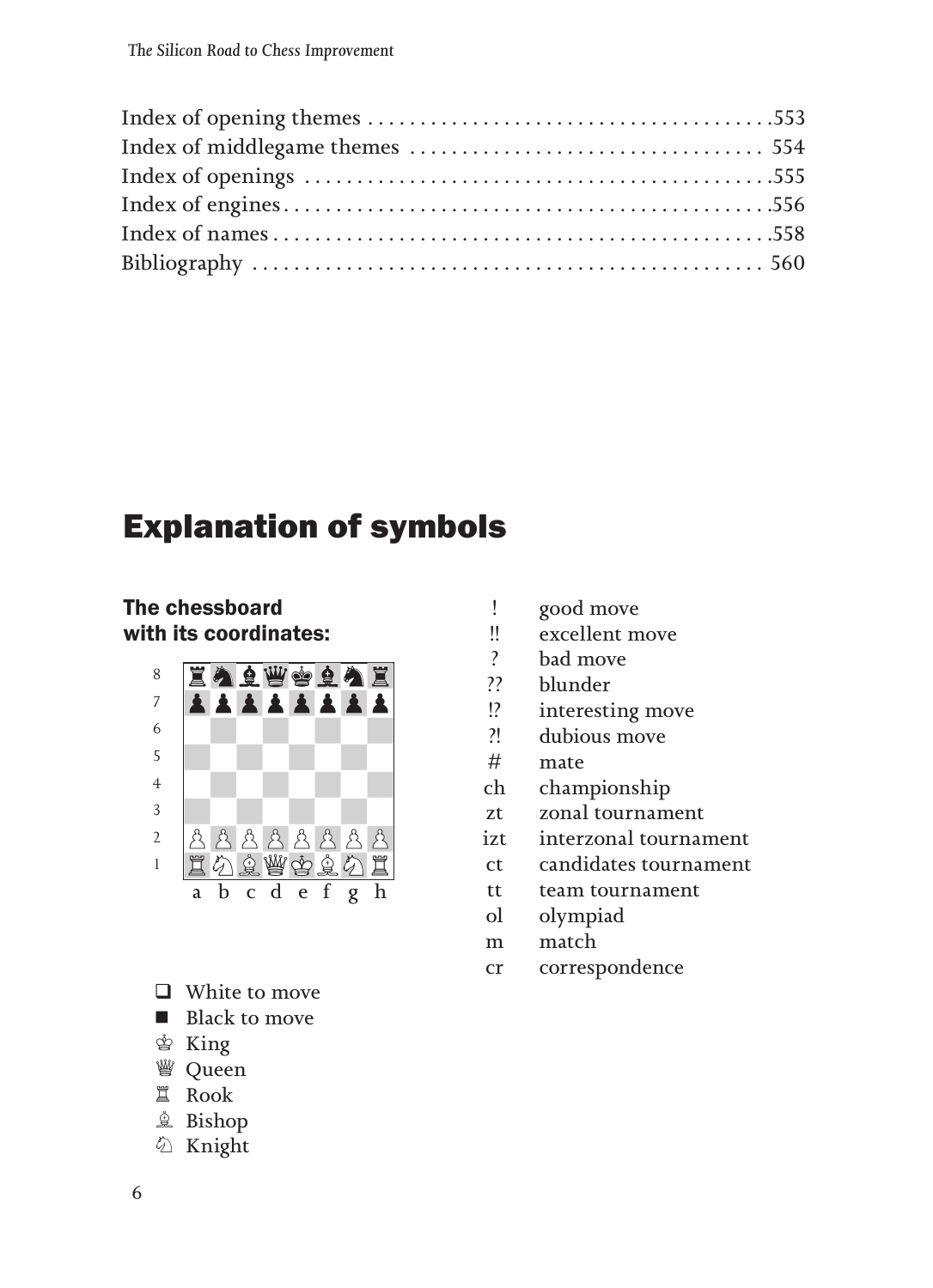Index of opening themes .......................................553
Index of middlegame themes ................................. 554
Index of openings ............................................555
Index of engines..............................................556
Index of names ...............................................558
Bibliography ................................................ 560

# Explanation of symbols

### The chessboard with its coordinates:

|   | a | b | c | d | e | f | g | h |
|---|---|---|---|---|---|---|---|---|
| 8 | ♜ | ♞ | ♝ | ♛ | ♚ | ♝ | ♞ | ♜ |
| 7 | ♟ | ♟ | ♟ | ♟ | ♟ | ♟ | ♟ | ♟ |
| 6 | | | | | | | | |
| 5 | | | | | | | | |
| 4 | | | | | | | | |
| 3 | | | | | | | | |
| 2 | ♙ | ♙ | ♙ | ♙ | ♙ | ♙ | ♙ | ♙ |
| 1 | ♖ | ♘ | ♗ | ♕ | ♔ | ♗ | ♘ | ♖ |

- ❑ White to move
- ■ Black to move
- ♔ King
- ♕ Queen
- ♖ Rook
- ♗ Bishop
- ♘ Knight

| | |
|---|---|
| ! | good move |
| !! | excellent move |
| ? | bad move |
| ?? | blunder |
| !? | interesting move |
| ?! | dubious move |
| # | mate |
| ch | championship |
| zt | zonal tournament |
| izt | interzonal tournament |
| ct | candidates tournament |
| tt | team tournament |
| ol | olympiad |
| m | match |
| cr | correspondence |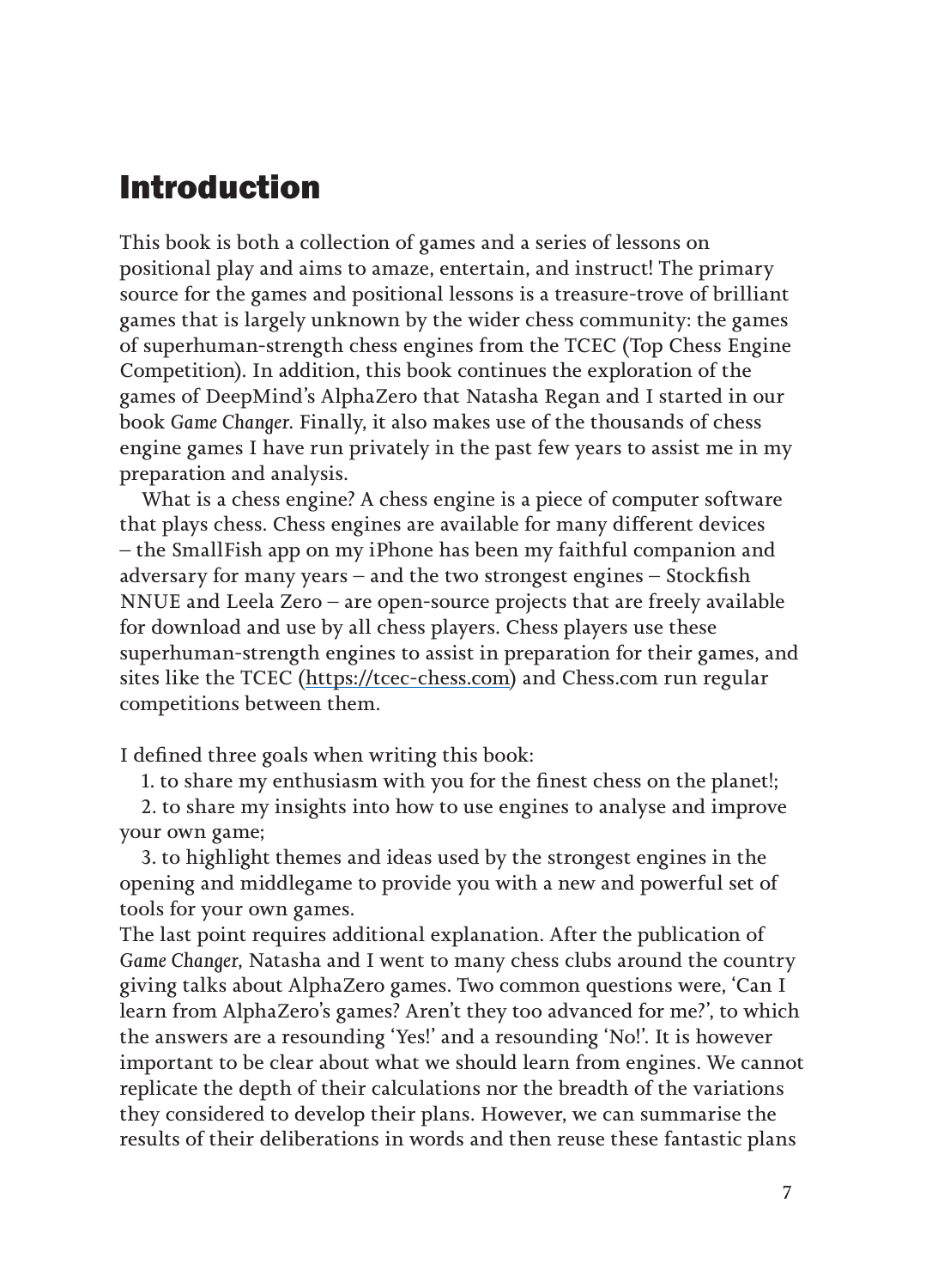# Introduction

This book is both a collection of games and a series of lessons on positional play and aims to amaze, entertain, and instruct! The primary source for the games and positional lessons is a treasure-trove of brilliant games that is largely unknown by the wider chess community: the games of superhuman-strength chess engines from the TCEC (Top Chess Engine Competition). In addition, this book continues the exploration of the games of DeepMind's AlphaZero that Natasha Regan and I started in our book *Game Changer*. Finally, it also makes use of the thousands of chess engine games I have run privately in the past few years to assist me in my preparation and analysis.

What is a chess engine? A chess engine is a piece of computer software that plays chess. Chess engines are available for many different devices – the SmallFish app on my iPhone has been my faithful companion and adversary for many years – and the two strongest engines – Stockfish NNUE and Leela Zero – are open-source projects that are freely available for download and use by all chess players. Chess players use these superhuman-strength engines to assist in preparation for their games, and sites like the TCEC (https://tcec-chess.com) and Chess.com run regular competitions between them.

I defined three goals when writing this book:

1. to share my enthusiasm with you for the finest chess on the planet!;
2. to share my insights into how to use engines to analyse and improve your own game;
3. to highlight themes and ideas used by the strongest engines in the opening and middlegame to provide you with a new and powerful set of tools for your own games.

The last point requires additional explanation. After the publication of *Game Changer*, Natasha and I went to many chess clubs around the country giving talks about AlphaZero games. Two common questions were, 'Can I learn from AlphaZero's games? Aren't they too advanced for me?', to which the answers are a resounding 'Yes!' and a resounding 'No!'. It is however important to be clear about what we should learn from engines. We cannot replicate the depth of their calculations nor the breadth of the variations they considered to develop their plans. However, we can summarise the results of their deliberations in words and then reuse these fantastic plans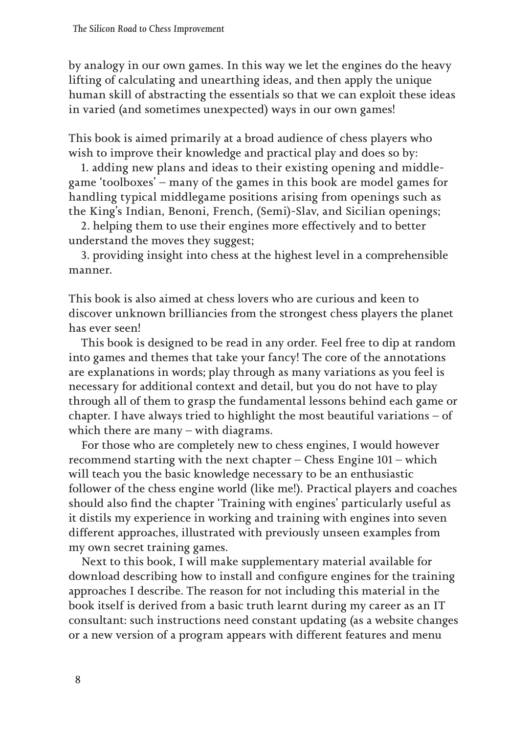by analogy in our own games. In this way we let the engines do the heavy lifting of calculating and unearthing ideas, and then apply the unique human skill of abstracting the essentials so that we can exploit these ideas in varied (and sometimes unexpected) ways in our own games!

This book is aimed primarily at a broad audience of chess players who wish to improve their knowledge and practical play and does so by:

1. adding new plans and ideas to their existing opening and middlegame 'toolboxes' – many of the games in this book are model games for handling typical middlegame positions arising from openings such as the King's Indian, Benoni, French, (Semi)-Slav, and Sicilian openings;
2. helping them to use their engines more effectively and to better understand the moves they suggest;
3. providing insight into chess at the highest level in a comprehensible manner.

This book is also aimed at chess lovers who are curious and keen to discover unknown brilliancies from the strongest chess players the planet has ever seen!

This book is designed to be read in any order. Feel free to dip at random into games and themes that take your fancy! The core of the annotations are explanations in words; play through as many variations as you feel is necessary for additional context and detail, but you do not have to play through all of them to grasp the fundamental lessons behind each game or chapter. I have always tried to highlight the most beautiful variations – of which there are many – with diagrams.

For those who are completely new to chess engines, I would however recommend starting with the next chapter – Chess Engine 101 – which will teach you the basic knowledge necessary to be an enthusiastic follower of the chess engine world (like me!). Practical players and coaches should also find the chapter 'Training with engines' particularly useful as it distils my experience in working and training with engines into seven different approaches, illustrated with previously unseen examples from my own secret training games.

Next to this book, I will make supplementary material available for download describing how to install and configure engines for the training approaches I describe. The reason for not including this material in the book itself is derived from a basic truth learnt during my career as an IT consultant: such instructions need constant updating (as a website changes or a new version of a program appears with different features and menu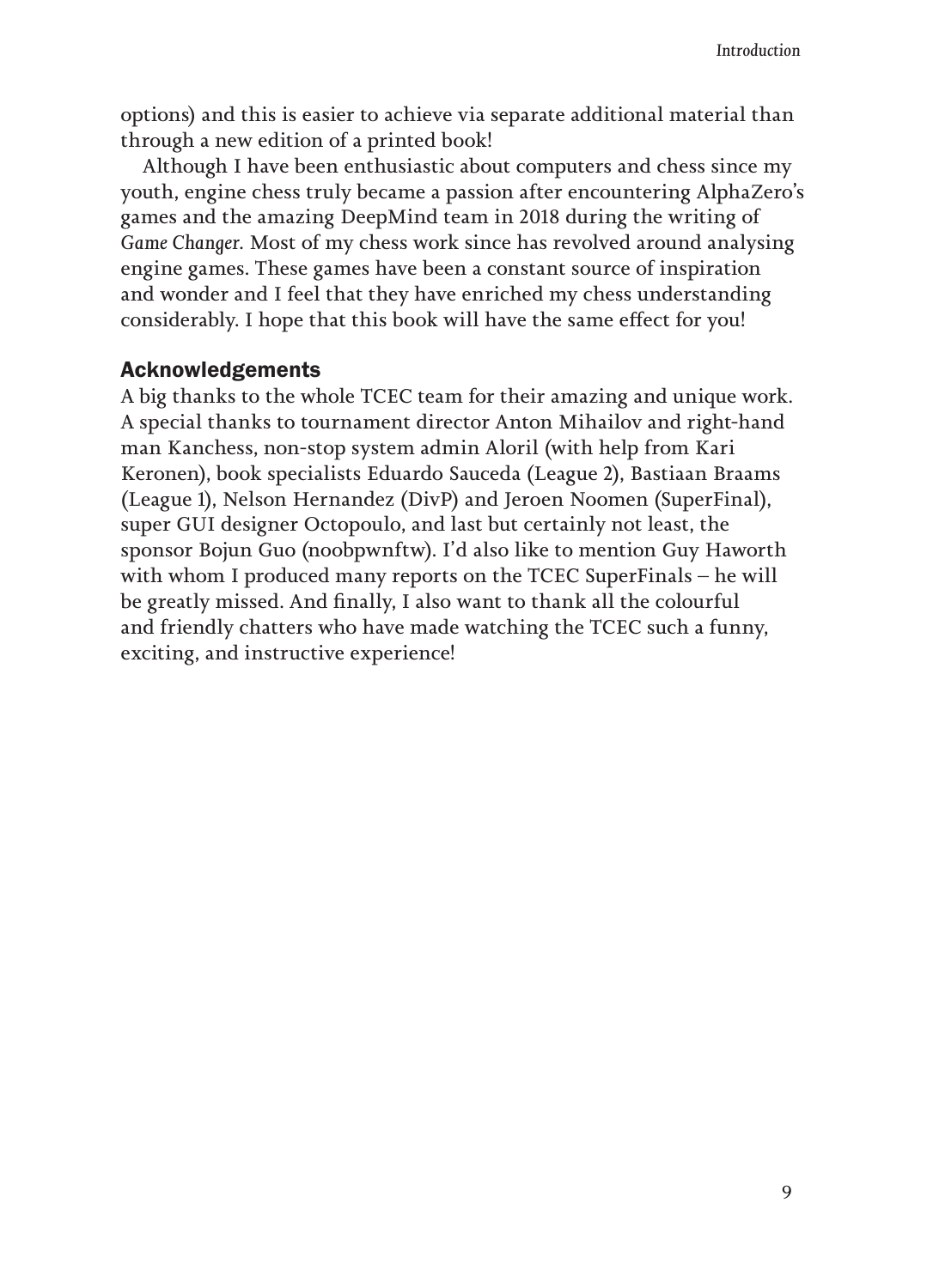options) and this is easier to achieve via separate additional material than through a new edition of a printed book!

Although I have been enthusiastic about computers and chess since my youth, engine chess truly became a passion after encountering AlphaZero's games and the amazing DeepMind team in 2018 during the writing of *Game Changer*. Most of my chess work since has revolved around analysing engine games. These games have been a constant source of inspiration and wonder and I feel that they have enriched my chess understanding considerably. I hope that this book will have the same effect for you!

## Acknowledgements

A big thanks to the whole TCEC team for their amazing and unique work. A special thanks to tournament director Anton Mihailov and right-hand man Kanchess, non-stop system admin Aloril (with help from Kari Keronen), book specialists Eduardo Sauceda (League 2), Bastiaan Braams (League 1), Nelson Hernandez (DivP) and Jeroen Noomen (SuperFinal), super GUI designer Octopoulo, and last but certainly not least, the sponsor Bojun Guo (noobpwnftw). I'd also like to mention Guy Haworth with whom I produced many reports on the TCEC SuperFinals – he will be greatly missed. And finally, I also want to thank all the colourful and friendly chatters who have made watching the TCEC such a funny, exciting, and instructive experience!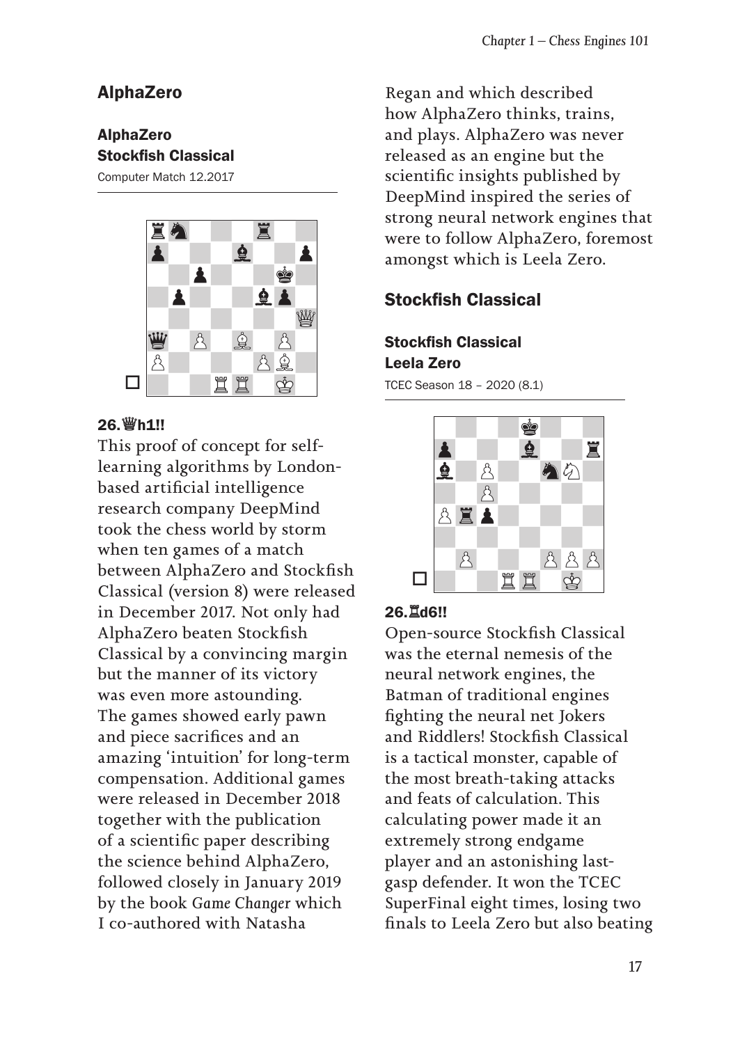## AlphaZero

### AlphaZero
### Stockfish Classical

Computer Match 12.2017

**26.♕h1!!**

This proof of concept for self-learning algorithms by London-based artificial intelligence research company DeepMind took the chess world by storm when ten games of a match between AlphaZero and Stockfish Classical (version 8) were released in December 2017. Not only had AlphaZero beaten Stockfish Classical by a convincing margin but the manner of its victory was even more astounding. The games showed early pawn and piece sacrifices and an amazing 'intuition' for long-term compensation. Additional games were released in December 2018 together with the publication of a scientific paper describing the science behind AlphaZero, followed closely in January 2019 by the book *Game Changer* which I co-authored with Natasha Regan and which described how AlphaZero thinks, trains, and plays. AlphaZero was never released as an engine but the scientific insights published by DeepMind inspired the series of strong neural network engines that were to follow AlphaZero, foremost amongst which is Leela Zero.

## Stockfish Classical

### Stockfish Classical
### Leela Zero

TCEC Season 18 – 2020 (8.1)

**26.♖d6!!**

Open-source Stockfish Classical was the eternal nemesis of the neural network engines, the Batman of traditional engines fighting the neural net Jokers and Riddlers! Stockfish Classical is a tactical monster, capable of the most breath-taking attacks and feats of calculation. This calculating power made it an extremely strong endgame player and an astonishing last-gasp defender. It won the TCEC SuperFinal eight times, losing two finals to Leela Zero but also beating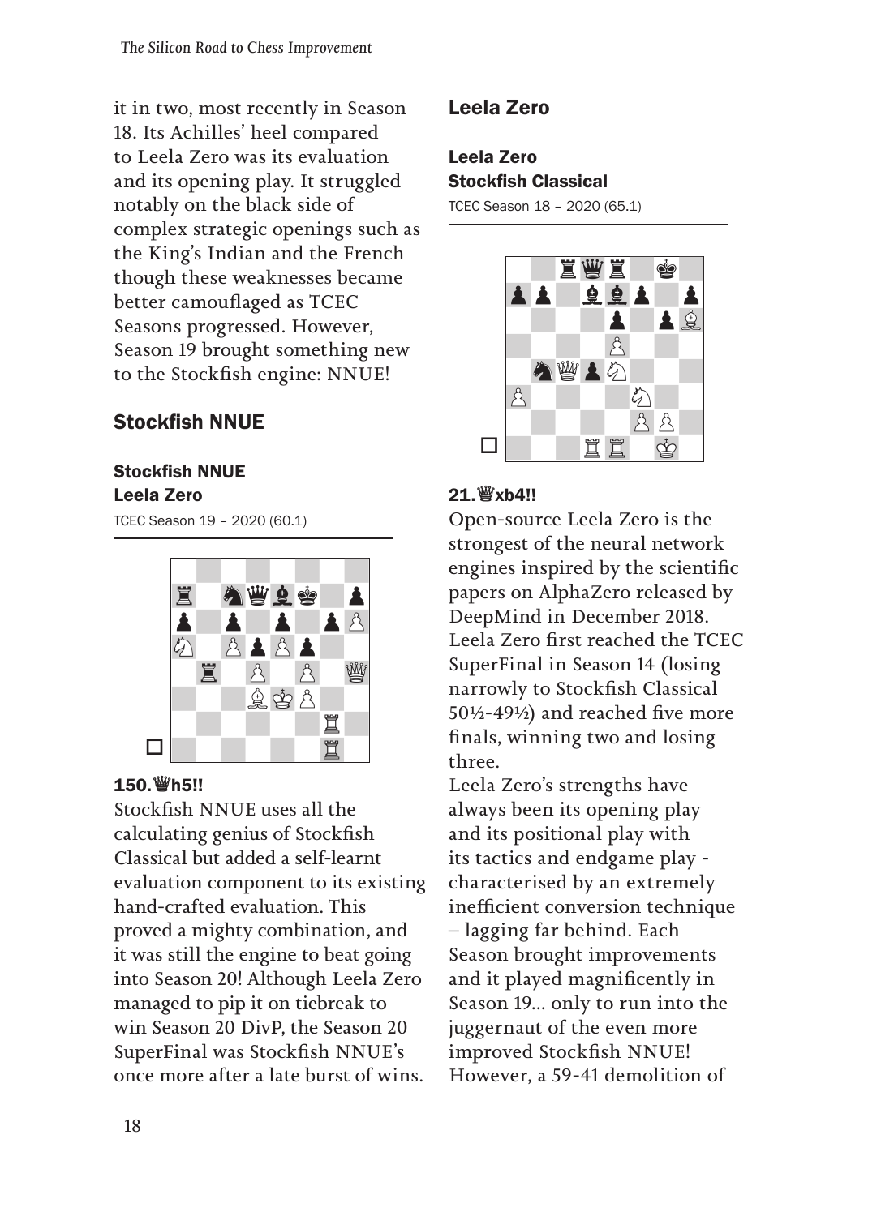it in two, most recently in Season 18. Its Achilles' heel compared to Leela Zero was its evaluation and its opening play. It struggled notably on the black side of complex strategic openings such as the King's Indian and the French though these weaknesses became better camouflaged as TCEC Seasons progressed. However, Season 19 brought something new to the Stockfish engine: NNUE!

## Stockfish NNUE

### Stockfish NNUE
### Leela Zero

TCEC Season 19 – 2020 (60.1)

### 150.♕h5!!

Stockfish NNUE uses all the calculating genius of Stockfish Classical but added a self-learnt evaluation component to its existing hand-crafted evaluation. This proved a mighty combination, and it was still the engine to beat going into Season 20! Although Leela Zero managed to pip it on tiebreak to win Season 20 DivP, the Season 20 SuperFinal was Stockfish NNUE's once more after a late burst of wins.

## Leela Zero

### Leela Zero
### Stockfish Classical

TCEC Season 18 – 2020 (65.1)

### 21.♕xb4!!

Open-source Leela Zero is the strongest of the neural network engines inspired by the scientific papers on AlphaZero released by DeepMind in December 2018. Leela Zero first reached the TCEC SuperFinal in Season 14 (losing narrowly to Stockfish Classical 50½-49½) and reached five more finals, winning two and losing three.

Leela Zero's strengths have always been its opening play and its positional play with its tactics and endgame play - characterised by an extremely inefficient conversion technique – lagging far behind. Each Season brought improvements and it played magnificently in Season 19... only to run into the juggernaut of the even more improved Stockfish NNUE! However, a 59-41 demolition of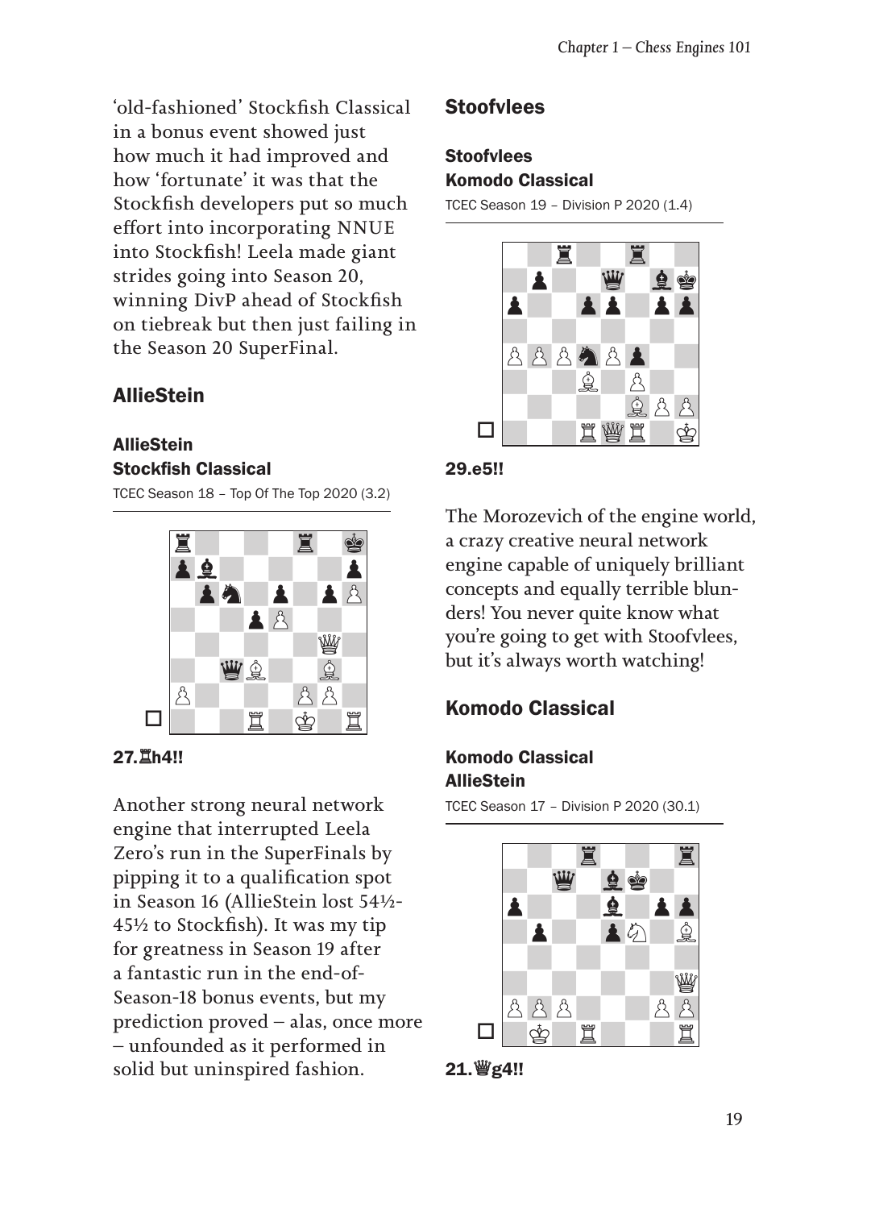'old-fashioned' Stockfish Classical in a bonus event showed just how much it had improved and how 'fortunate' it was that the Stockfish developers put so much effort into incorporating NNUE into Stockfish! Leela made giant strides going into Season 20, winning DivP ahead of Stockfish on tiebreak but then just failing in the Season 20 SuperFinal.

## AllieStein

### AllieStein
### Stockfish Classical

TCEC Season 18 – Top Of The Top 2020 (3.2)

**27.♖h4!!**

Another strong neural network engine that interrupted Leela Zero's run in the SuperFinals by pipping it to a qualification spot in Season 16 (AllieStein lost 54½-45½ to Stockfish). It was my tip for greatness in Season 19 after a fantastic run in the end-of-Season-18 bonus events, but my prediction proved – alas, once more – unfounded as it performed in solid but uninspired fashion.

## Stoofvlees

### Stoofvlees
### Komodo Classical

TCEC Season 19 – Division P 2020 (1.4)

**29.e5!!**

The Morozevich of the engine world, a crazy creative neural network engine capable of uniquely brilliant concepts and equally terrible blunders! You never quite know what you're going to get with Stoofvlees, but it's always worth watching!

## Komodo Classical

### Komodo Classical
### AllieStein

TCEC Season 17 – Division P 2020 (30.1)

**21.♕g4!!**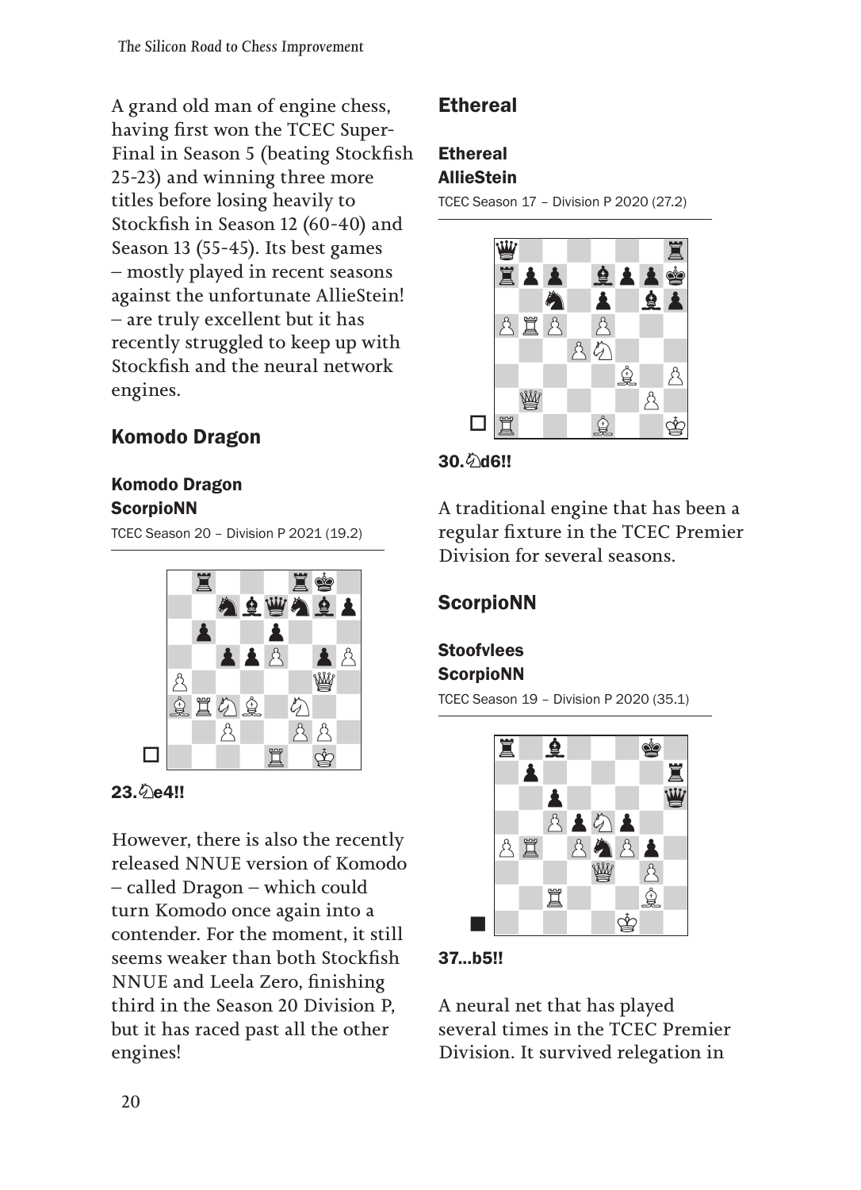A grand old man of engine chess, having first won the TCEC Super-Final in Season 5 (beating Stockfish 25-23) and winning three more titles before losing heavily to Stockfish in Season 12 (60-40) and Season 13 (55-45). Its best games – mostly played in recent seasons against the unfortunate AllieStein! – are truly excellent but it has recently struggled to keep up with Stockfish and the neural network engines.

## Komodo Dragon

**Komodo Dragon**
**ScorpioNN**

TCEC Season 20 – Division P 2021 (19.2)

**23.♘e4!!**

However, there is also the recently released NNUE version of Komodo – called Dragon – which could turn Komodo once again into a contender. For the moment, it still seems weaker than both Stockfish NNUE and Leela Zero, finishing third in the Season 20 Division P, but it has raced past all the other engines!

## Ethereal

**Ethereal**
**AllieStein**

TCEC Season 17 – Division P 2020 (27.2)

**30.♘d6!!**

A traditional engine that has been a regular fixture in the TCEC Premier Division for several seasons.

## ScorpioNN

**Stoofvlees**
**ScorpioNN**

TCEC Season 19 – Division P 2020 (35.1)

**37...b5!!**

A neural net that has played several times in the TCEC Premier Division. It survived relegation in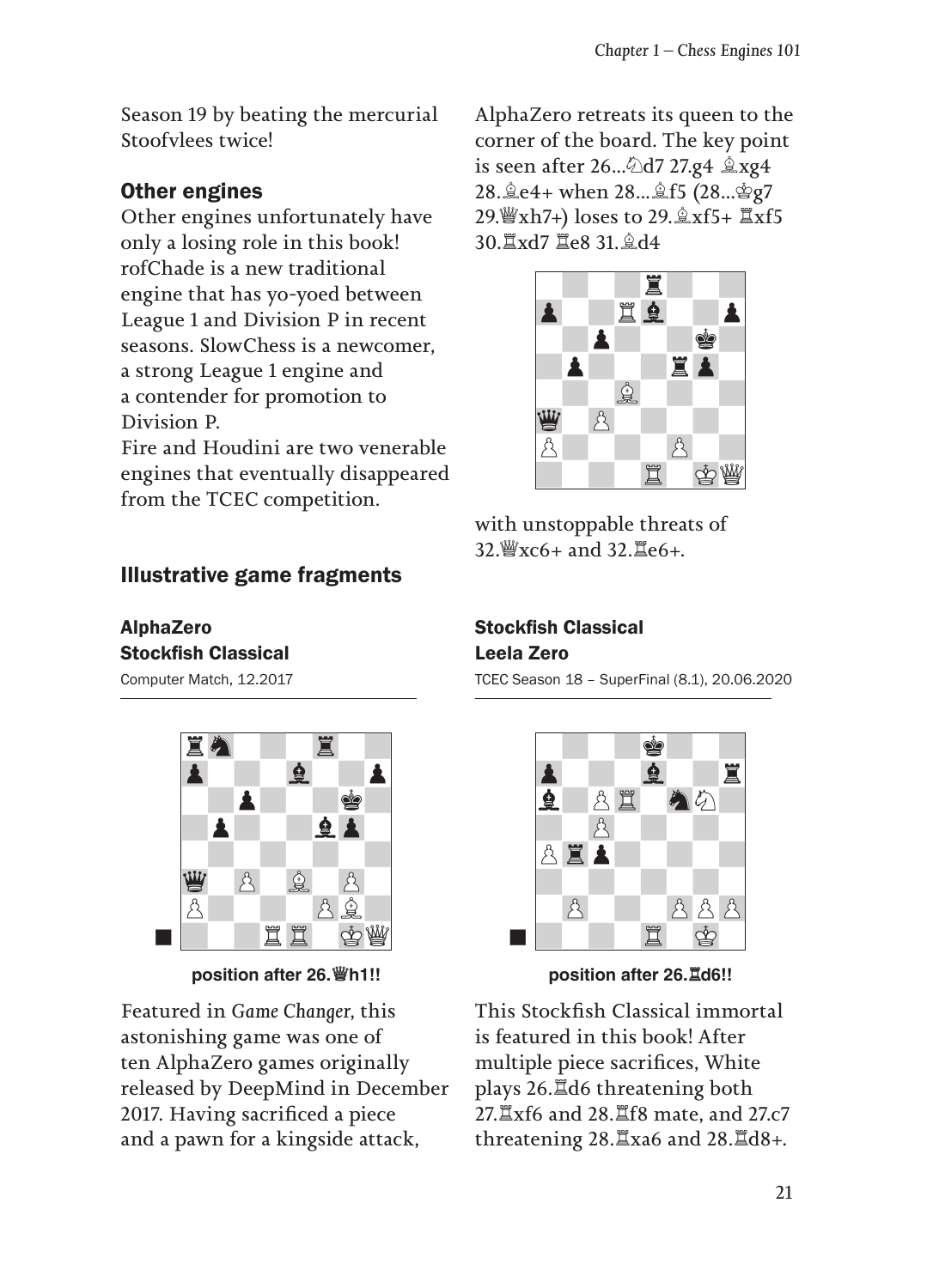Season 19 by beating the mercurial Stoofvlees twice!

## Other engines

Other engines unfortunately have only a losing role in this book! rofChade is a new traditional engine that has yo-yoed between League 1 and Division P in recent seasons. SlowChess is a newcomer, a strong League 1 engine and a contender for promotion to Division P.
Fire and Houdini are two venerable engines that eventually disappeared from the TCEC competition.

## Illustrative game fragments

### AlphaZero
### Stockfish Classical

Computer Match, 12.2017

position after 26.♕h1!!

Featured in *Game Changer*, this astonishing game was one of ten AlphaZero games originally released by DeepMind in December 2017. Having sacrificed a piece and a pawn for a kingside attack, AlphaZero retreats its queen to the corner of the board. The key point is seen after 26...♘d7 27.g4 ♗xg4 28.♗e4+ when 28...♗f5 (28...♔g7 29.♕xh7+) loses to 29.♗xf5+ ♖xf5 30.♖xd7 ♖e8 31.♗d4

with unstoppable threats of 32.♕xc6+ and 32.♖e6+.

### Stockfish Classical
### Leela Zero

TCEC Season 18 – SuperFinal (8.1), 20.06.2020

position after 26.♖d6!!

This Stockfish Classical immortal is featured in this book! After multiple piece sacrifices, White plays 26.♖d6 threatening both 27.♖xf6 and 28.♖f8 mate, and 27.c7 threatening 28.♖xa6 and 28.♖d8+.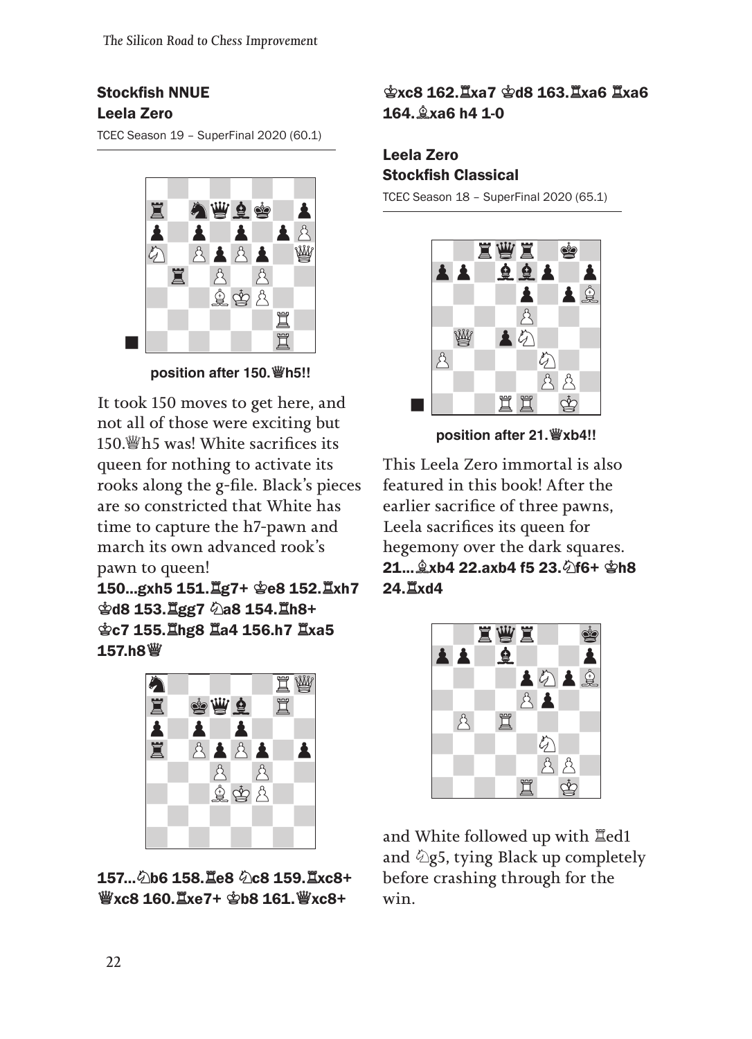### Stockfish NNUE
### Leela Zero

TCEC Season 19 – SuperFinal 2020 (60.1)

position after 150.♕h5!!

It took 150 moves to get here, and not all of those were exciting but 150.♕h5 was! White sacrifices its queen for nothing to activate its rooks along the g-file. Black's pieces are so constricted that White has time to capture the h7-pawn and march its own advanced rook's pawn to queen!

**150...gxh5 151.♖g7+ ♔e8 152.♖xh7 ♔d8 153.♖gg7 ♘a8 154.♖h8+ ♔c7 155.♖hg8 ♖a4 156.h7 ♖xa5 157.h8♕**

**157...♘b6 158.♖e8 ♘c8 159.♖xc8+ ♕xc8 160.♖xe7+ ♔b8 161.♕xc8+ ♔xc8 162.♖xa7 ♔d8 163.♖xa6 ♖xa6 164.♗xa6 h4 1-0**

### Leela Zero
### Stockfish Classical

TCEC Season 18 – SuperFinal 2020 (65.1)

position after 21.♕xb4!!

This Leela Zero immortal is also featured in this book! After the earlier sacrifice of three pawns, Leela sacrifices its queen for hegemony over the dark squares.

**21...♗xb4 22.axb4 f5 23.♘f6+ ♔h8 24.♖xd4**

and White followed up with ♖ed1 and ♘g5, tying Black up completely before crashing through for the win.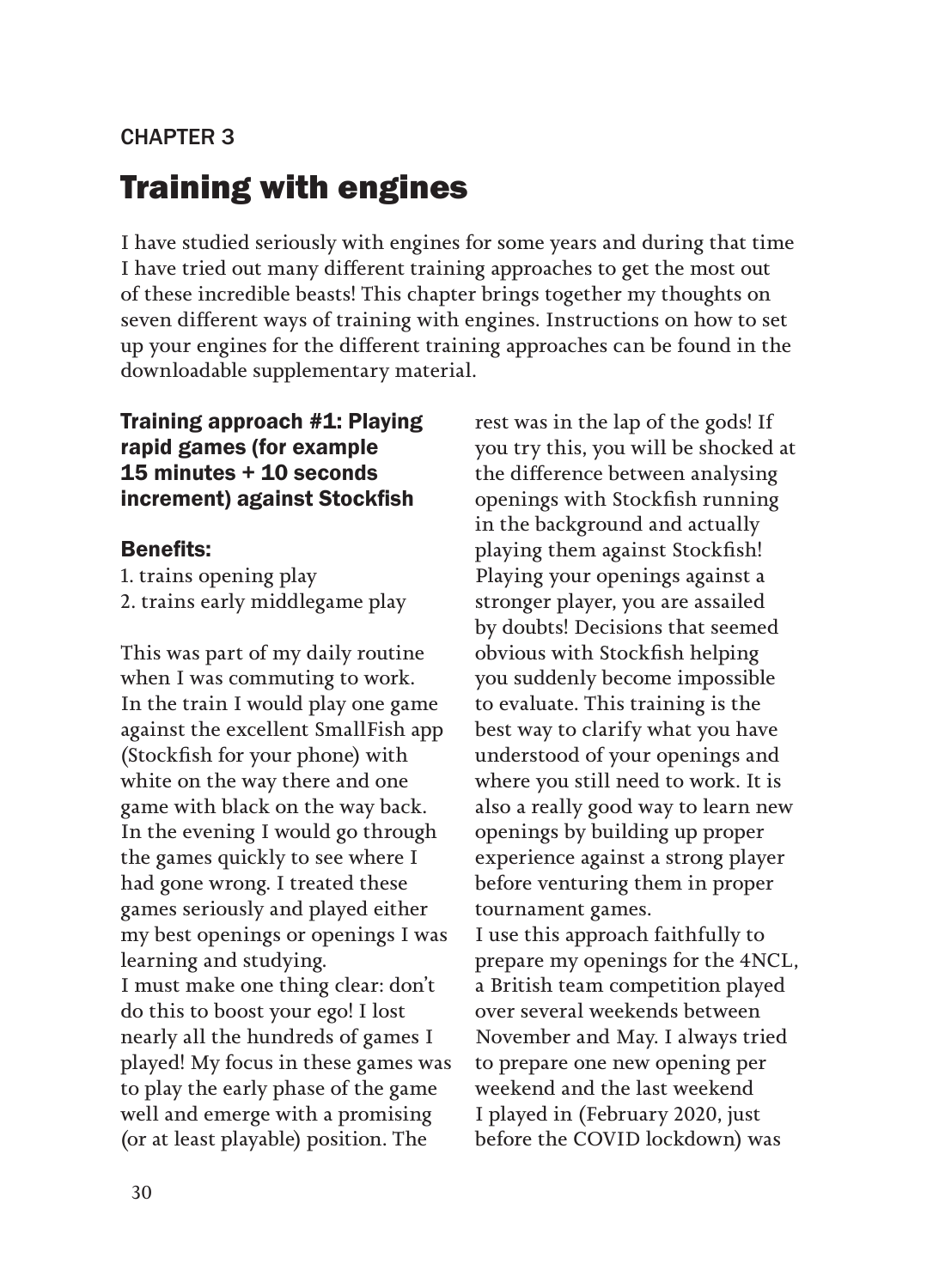CHAPTER 3

# Training with engines

I have studied seriously with engines for some years and during that time I have tried out many different training approaches to get the most out of these incredible beasts! This chapter brings together my thoughts on seven different ways of training with engines. Instructions on how to set up your engines for the different training approaches can be found in the downloadable supplementary material.

### Training approach #1: Playing rapid games (for example 15 minutes + 10 seconds increment) against Stockfish

### Benefits:

1. trains opening play
2. trains early middlegame play

This was part of my daily routine when I was commuting to work. In the train I would play one game against the excellent SmallFish app (Stockfish for your phone) with white on the way there and one game with black on the way back. In the evening I would go through the games quickly to see where I had gone wrong. I treated these games seriously and played either my best openings or openings I was learning and studying.

I must make one thing clear: don't do this to boost your ego! I lost nearly all the hundreds of games I played! My focus in these games was to play the early phase of the game well and emerge with a promising (or at least playable) position. The rest was in the lap of the gods! If you try this, you will be shocked at the difference between analysing openings with Stockfish running in the background and actually playing them against Stockfish! Playing your openings against a stronger player, you are assailed by doubts! Decisions that seemed obvious with Stockfish helping you suddenly become impossible to evaluate. This training is the best way to clarify what you have understood of your openings and where you still need to work. It is also a really good way to learn new openings by building up proper experience against a strong player before venturing them in proper tournament games.

I use this approach faithfully to prepare my openings for the 4NCL, a British team competition played over several weekends between November and May. I always tried to prepare one new opening per weekend and the last weekend I played in (February 2020, just before the COVID lockdown) was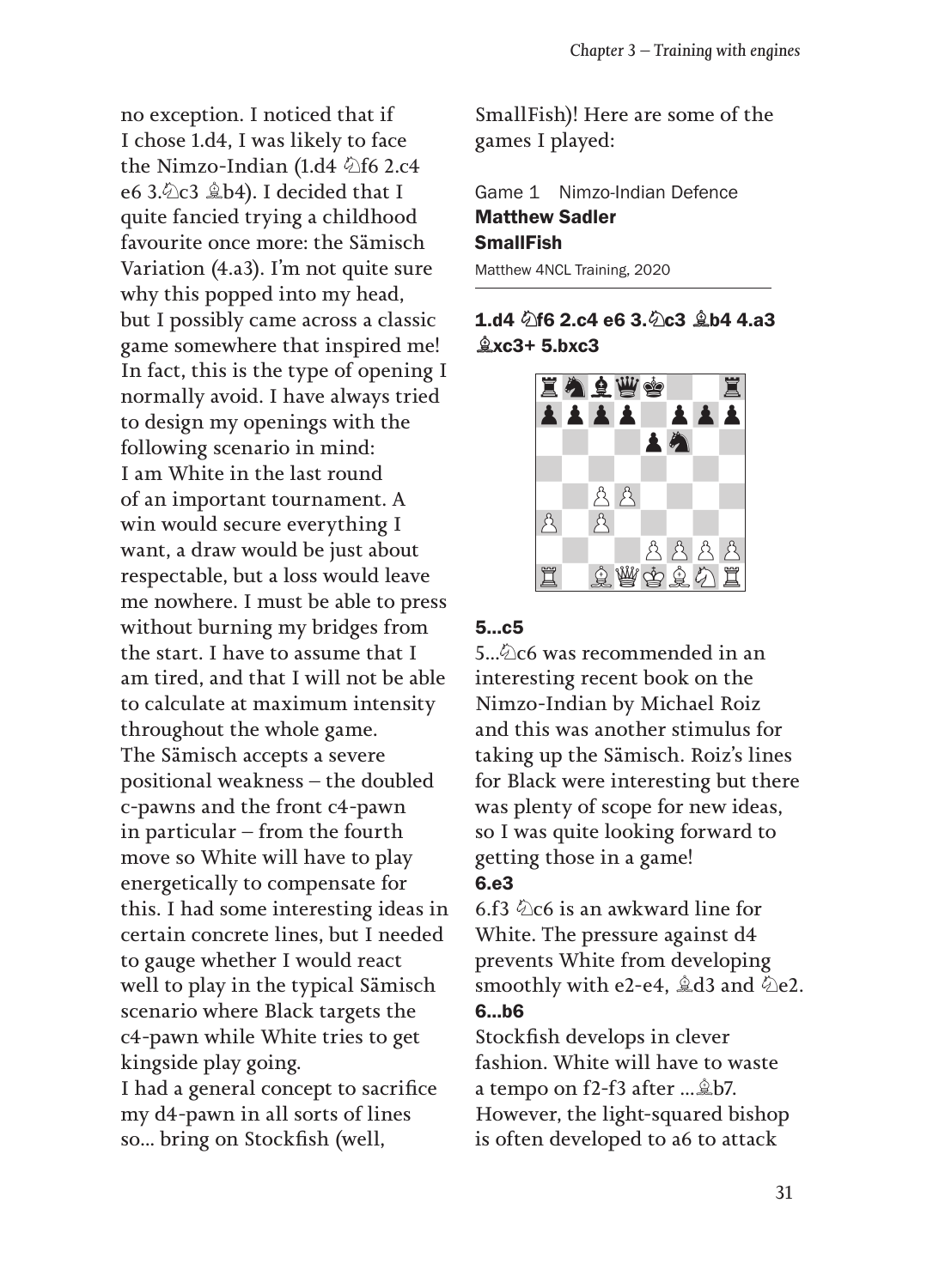no exception. I noticed that if I chose 1.d4, I was likely to face the Nimzo-Indian (1.d4 ♘f6 2.c4 e6 3.♘c3 ♗b4). I decided that I quite fancied trying a childhood favourite once more: the Sämisch Variation (4.a3). I'm not quite sure why this popped into my head, but I possibly came across a classic game somewhere that inspired me! In fact, this is the type of opening I normally avoid. I have always tried to design my openings with the following scenario in mind: I am White in the last round of an important tournament. A win would secure everything I want, a draw would be just about respectable, but a loss would leave me nowhere. I must be able to press without burning my bridges from the start. I have to assume that I am tired, and that I will not be able to calculate at maximum intensity throughout the whole game.

The Sämisch accepts a severe positional weakness – the doubled c-pawns and the front c4-pawn in particular – from the fourth move so White will have to play energetically to compensate for this. I had some interesting ideas in certain concrete lines, but I needed to gauge whether I would react well to play in the typical Sämisch scenario where Black targets the c4-pawn while White tries to get kingside play going.

I had a general concept to sacrifice my d4-pawn in all sorts of lines so... bring on Stockfish (well, SmallFish)! Here are some of the games I played:

Game 1 Nimzo-Indian Defence
**Matthew Sadler**
**SmallFish**
Matthew 4NCL Training, 2020

**1.d4 ♘f6 2.c4 e6 3.♘c3 ♗b4 4.a3 ♗xc3+ 5.bxc3**

**5...c5**

5...♘c6 was recommended in an interesting recent book on the Nimzo-Indian by Michael Roiz and this was another stimulus for taking up the Sämisch. Roiz's lines for Black were interesting but there was plenty of scope for new ideas, so I was quite looking forward to getting those in a game!

**6.e3**

6.f3 ♘c6 is an awkward line for White. The pressure against d4 prevents White from developing smoothly with e2-e4, ♗d3 and ♘e2.

**6...b6**

Stockfish develops in clever fashion. White will have to waste a tempo on f2-f3 after ...♗b7. However, the light-squared bishop is often developed to a6 to attack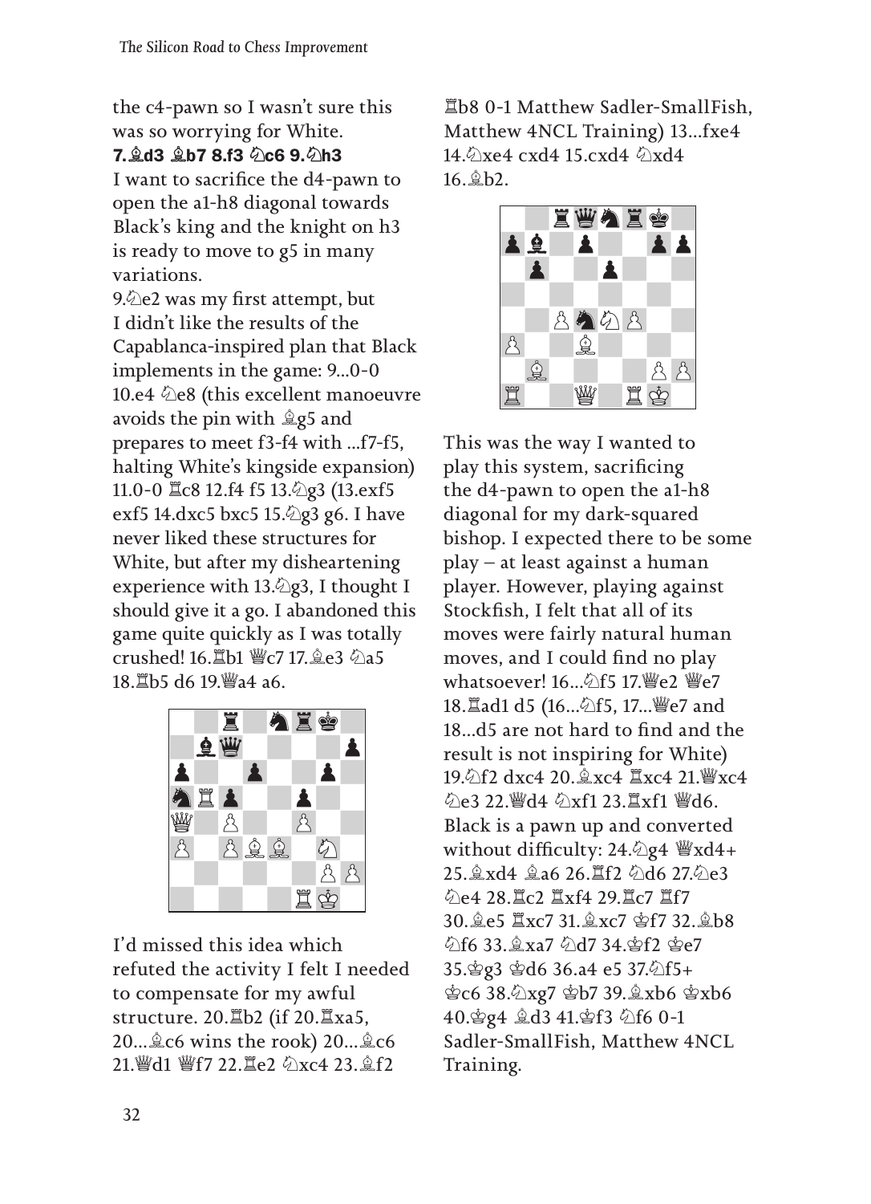the c4-pawn so I wasn't sure this was so worrying for White.

**7.♗d3 ♗b7 8.f3 ♘c6 9.♘h3**

I want to sacrifice the d4-pawn to open the a1-h8 diagonal towards Black's king and the knight on h3 is ready to move to g5 in many variations.

9.♘e2 was my first attempt, but I didn't like the results of the Capablanca-inspired plan that Black implements in the game: 9...0-0 10.e4 ♘e8 (this excellent manoeuvre avoids the pin with ♗g5 and prepares to meet f3-f4 with ...f7-f5, halting White's kingside expansion) 11.0-0 ♖c8 12.f4 f5 13.♘g3 (13.exf5 exf5 14.dxc5 bxc5 15.♘g3 g6. I have never liked these structures for White, but after my disheartening experience with 13.♘g3, I thought I should give it a go. I abandoned this game quite quickly as I was totally crushed! 16.♖b1 ♕c7 17.♗e3 ♘a5 18.♖b5 d6 19.♕a4 a6.

I'd missed this idea which refuted the activity I felt I needed to compensate for my awful structure. 20.♖b2 (if 20.♖xa5, 20...♗c6 wins the rook) 20...♗c6 21.♕d1 ♕f7 22.♖e2 ♘xc4 23.♗f2 ♖b8 0-1 Matthew Sadler-SmallFish, Matthew 4NCL Training) 13...fxe4 14.♘xe4 cxd4 15.cxd4 ♘xd4 16.♗b2.

This was the way I wanted to play this system, sacrificing the d4-pawn to open the a1-h8 diagonal for my dark-squared bishop. I expected there to be some play – at least against a human player. However, playing against Stockfish, I felt that all of its moves were fairly natural human moves, and I could find no play whatsoever! 16...♘f5 17.♕e2 ♕e7 18.♖ad1 d5 (16...♘f5, 17...♕e7 and 18...d5 are not hard to find and the result is not inspiring for White) 19.♘f2 dxc4 20.♗xc4 ♖xc4 21.♕xc4 ♘e3 22.♕d4 ♘xf1 23.♖xf1 ♕d6. Black is a pawn up and converted without difficulty: 24.♘g4 ♕xd4+ 25.♗xd4 ♗a6 26.♖f2 ♘d6 27.♘e3 ♘e4 28.♖c2 ♖xf4 29.♖c7 ♖f7 30.♗e5 ♖xc7 31.♗xc7 ♔f7 32.♗b8 ♘f6 33.♗xa7 ♘d7 34.♔f2 ♔e7 35.♔g3 ♔d6 36.a4 e5 37.♘f5+ ♔c6 38.♘xg7 ♔b7 39.♗xb6 ♔xb6 40.♔g4 ♗d3 41.♔f3 ♘f6 0-1 Sadler-SmallFish, Matthew 4NCL Training.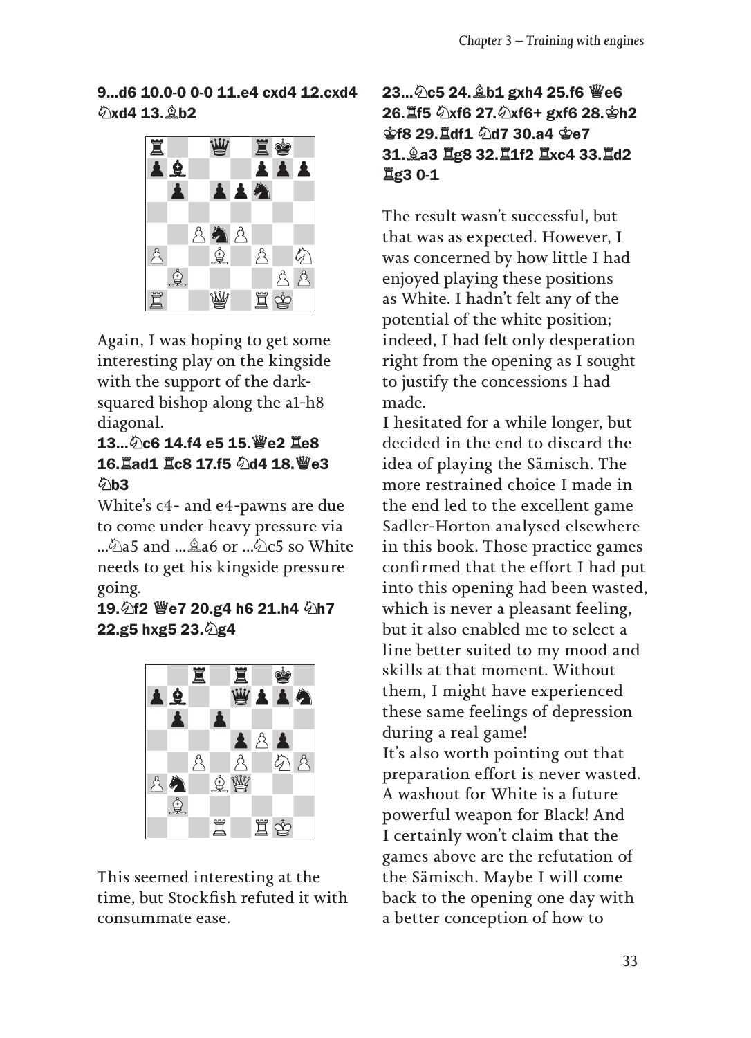**9...d6 10.0-0 0-0 11.e4 cxd4 12.cxd4 ♘xd4 13.♗b2**

Again, I was hoping to get some interesting play on the kingside with the support of the dark-squared bishop along the a1-h8 diagonal.

**13...♘c6 14.f4 e5 15.♕e2 ♖e8 16.♖ad1 ♖c8 17.f5 ♘d4 18.♕e3 ♘b3**

White's c4- and e4-pawns are due to come under heavy pressure via ...♘a5 and ...♗a6 or ...♘c5 so White needs to get his kingside pressure going.

**19.♘f2 ♕e7 20.g4 h6 21.h4 ♘h7 22.g5 hxg5 23.♘g4**

This seemed interesting at the time, but Stockfish refuted it with consummate ease.

**23...♘c5 24.♗b1 gxh4 25.f6 ♕e6 26.♖f5 ♘xf6 27.♘xf6+ gxf6 28.♔h2 ♔f8 29.♖df1 ♘d7 30.a4 ♔e7 31.♗a3 ♖g8 32.♖1f2 ♖xc4 33.♖d2 ♖g3 0-1**

The result wasn't successful, but that was as expected. However, I was concerned by how little I had enjoyed playing these positions as White. I hadn't felt any of the potential of the white position; indeed, I had felt only desperation right from the opening as I sought to justify the concessions I had made.

I hesitated for a while longer, but decided in the end to discard the idea of playing the Sämisch. The more restrained choice I made in the end led to the excellent game Sadler-Horton analysed elsewhere in this book. Those practice games confirmed that the effort I had put into this opening had been wasted, which is never a pleasant feeling, but it also enabled me to select a line better suited to my mood and skills at that moment. Without them, I might have experienced these same feelings of depression during a real game!

It's also worth pointing out that preparation effort is never wasted. A washout for White is a future powerful weapon for Black! And I certainly won't claim that the games above are the refutation of the Sämisch. Maybe I will come back to the opening one day with a better conception of how to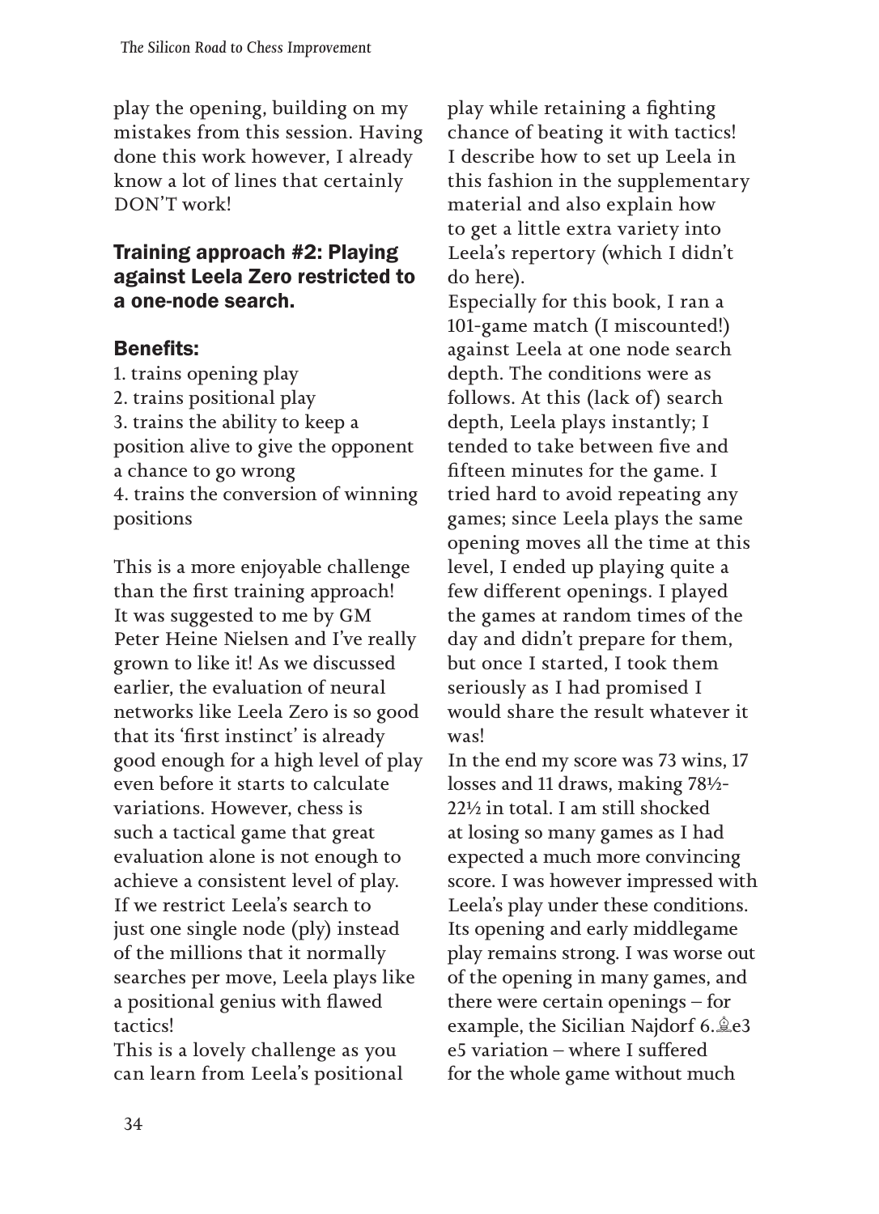play the opening, building on my mistakes from this session. Having done this work however, I already know a lot of lines that certainly DON'T work!

## Training approach #2: Playing against Leela Zero restricted to a one-node search.

### Benefits:

1. trains opening play
2. trains positional play
3. trains the ability to keep a position alive to give the opponent a chance to go wrong
4. trains the conversion of winning positions

This is a more enjoyable challenge than the first training approach! It was suggested to me by GM Peter Heine Nielsen and I've really grown to like it! As we discussed earlier, the evaluation of neural networks like Leela Zero is so good that its 'first instinct' is already good enough for a high level of play even before it starts to calculate variations. However, chess is such a tactical game that great evaluation alone is not enough to achieve a consistent level of play. If we restrict Leela's search to just one single node (ply) instead of the millions that it normally searches per move, Leela plays like a positional genius with flawed tactics!

This is a lovely challenge as you can learn from Leela's positional play while retaining a fighting chance of beating it with tactics! I describe how to set up Leela in this fashion in the supplementary material and also explain how to get a little extra variety into Leela's repertory (which I didn't do here).

Especially for this book, I ran a 101-game match (I miscounted!) against Leela at one node search depth. The conditions were as follows. At this (lack of) search depth, Leela plays instantly; I tended to take between five and fifteen minutes for the game. I tried hard to avoid repeating any games; since Leela plays the same opening moves all the time at this level, I ended up playing quite a few different openings. I played the games at random times of the day and didn't prepare for them, but once I started, I took them seriously as I had promised I would share the result whatever it was!

In the end my score was 73 wins, 17 losses and 11 draws, making 78½-22½ in total. I am still shocked at losing so many games as I had expected a much more convincing score. I was however impressed with Leela's play under these conditions. Its opening and early middlegame play remains strong. I was worse out of the opening in many games, and there were certain openings – for example, the Sicilian Najdorf 6.♗e3 e5 variation – where I suffered for the whole game without much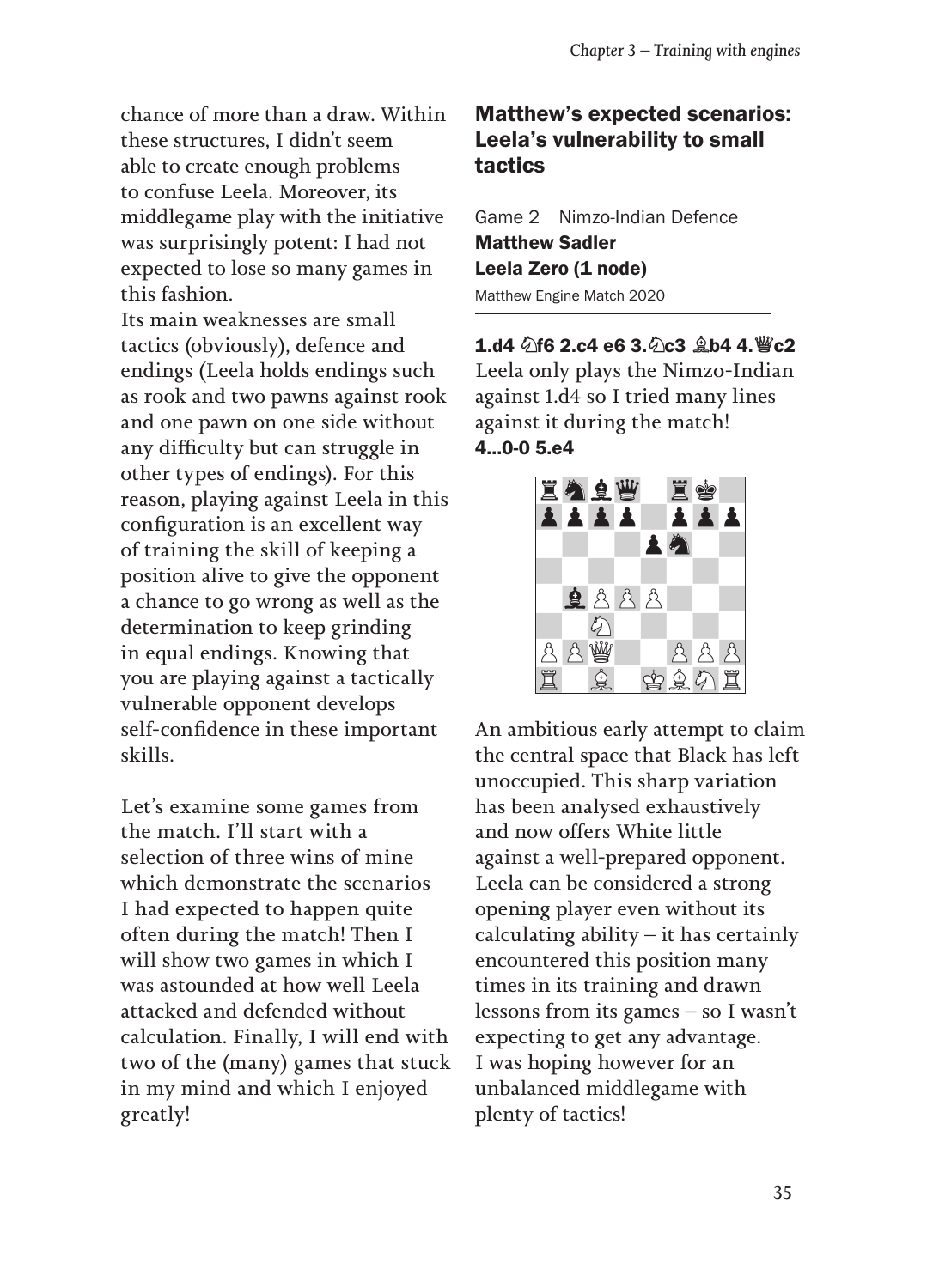chance of more than a draw. Within these structures, I didn't seem able to create enough problems to confuse Leela. Moreover, its middlegame play with the initiative was surprisingly potent: I had not expected to lose so many games in this fashion.

Its main weaknesses are small tactics (obviously), defence and endings (Leela holds endings such as rook and two pawns against rook and one pawn on one side without any difficulty but can struggle in other types of endings). For this reason, playing against Leela in this configuration is an excellent way of training the skill of keeping a position alive to give the opponent a chance to go wrong as well as the determination to keep grinding in equal endings. Knowing that you are playing against a tactically vulnerable opponent develops self-confidence in these important skills.

Let's examine some games from the match. I'll start with a selection of three wins of mine which demonstrate the scenarios I had expected to happen quite often during the match! Then I will show two games in which I was astounded at how well Leela attacked and defended without calculation. Finally, I will end with two of the (many) games that stuck in my mind and which I enjoyed greatly!

## Matthew's expected scenarios: Leela's vulnerability to small tactics

Game 2 Nimzo-Indian Defence
**Matthew Sadler**
**Leela Zero (1 node)**
Matthew Engine Match 2020

**1.d4 ♘f6 2.c4 e6 3.♘c3 ♗b4 4.♕c2**
Leela only plays the Nimzo-Indian against 1.d4 so I tried many lines against it during the match!
**4...0-0 5.e4**

An ambitious early attempt to claim the central space that Black has left unoccupied. This sharp variation has been analysed exhaustively and now offers White little against a well-prepared opponent. Leela can be considered a strong opening player even without its calculating ability – it has certainly encountered this position many times in its training and drawn lessons from its games – so I wasn't expecting to get any advantage. I was hoping however for an unbalanced middlegame with plenty of tactics!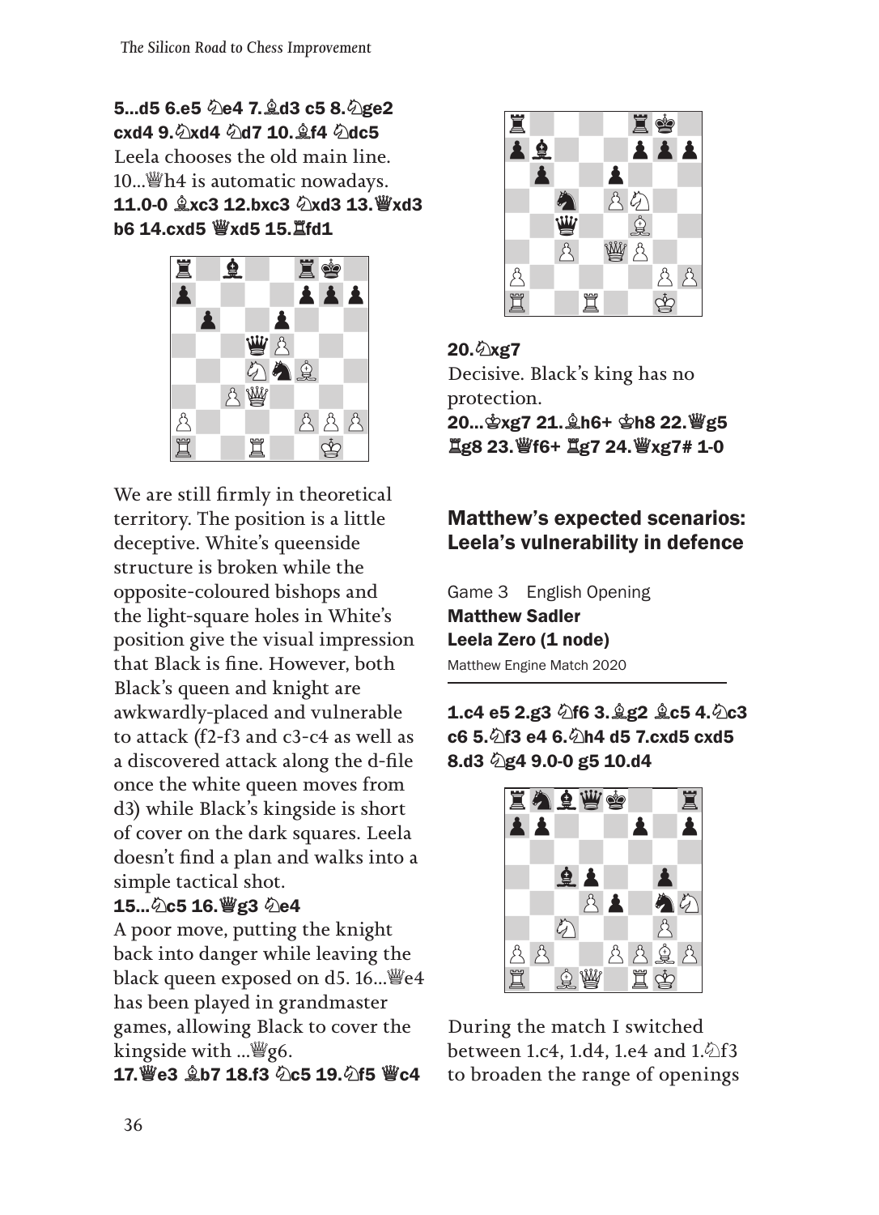**5...d5 6.e5 ♘e4 7.♗d3 c5 8.♘ge2 cxd4 9.♘xd4 ♘d7 10.♗f4 ♘dc5**
Leela chooses the old main line. 10...♕h4 is automatic nowadays.
**11.0-0 ♗xc3 12.bxc3 ♘xd3 13.♕xd3 b6 14.cxd5 ♕xd5 15.♖fd1**

We are still firmly in theoretical territory. The position is a little deceptive. White's queenside structure is broken while the opposite-coloured bishops and the light-square holes in White's position give the visual impression that Black is fine. However, both Black's queen and knight are awkwardly-placed and vulnerable to attack (f2-f3 and c3-c4 as well as a discovered attack along the d-file once the white queen moves from d3) while Black's kingside is short of cover on the dark squares. Leela doesn't find a plan and walks into a simple tactical shot.
**15...♘c5 16.♕g3 ♘e4**
A poor move, putting the knight back into danger while leaving the black queen exposed on d5. 16...♕e4 has been played in grandmaster games, allowing Black to cover the kingside with ...♕g6.
**17.♕e3 ♗b7 18.f3 ♘c5 19.♘f5 ♕c4**

**20.♘xg7**
Decisive. Black's king has no protection.
**20...♔xg7 21.♗h6+ ♔h8 22.♕g5 ♖g8 23.♕f6+ ♖g7 24.♕xg7# 1-0**

## Matthew's expected scenarios: Leela's vulnerability in defence

Game 3 English Opening
**Matthew Sadler**
**Leela Zero (1 node)**
Matthew Engine Match 2020

**1.c4 e5 2.g3 ♘f6 3.♗g2 ♗c5 4.♘c3 c6 5.♘f3 e4 6.♘h4 d5 7.cxd5 cxd5 8.d3 ♘g4 9.0-0 g5 10.d4**

During the match I switched between 1.c4, 1.d4, 1.e4 and 1.♘f3 to broaden the range of openings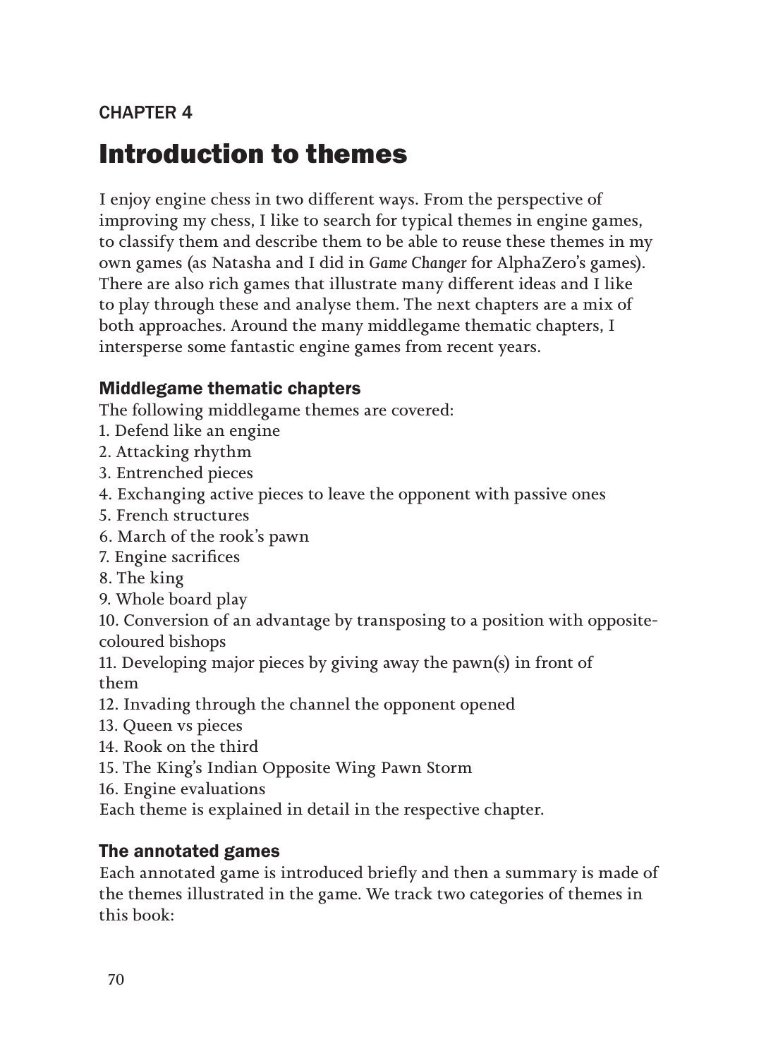CHAPTER 4

# Introduction to themes

I enjoy engine chess in two different ways. From the perspective of improving my chess, I like to search for typical themes in engine games, to classify them and describe them to be able to reuse these themes in my own games (as Natasha and I did in *Game Changer* for AlphaZero's games). There are also rich games that illustrate many different ideas and I like to play through these and analyse them. The next chapters are a mix of both approaches. Around the many middlegame thematic chapters, I intersperse some fantastic engine games from recent years.

## Middlegame thematic chapters

The following middlegame themes are covered:

1. Defend like an engine
2. Attacking rhythm
3. Entrenched pieces
4. Exchanging active pieces to leave the opponent with passive ones
5. French structures
6. March of the rook's pawn
7. Engine sacrifices
8. The king
9. Whole board play
10. Conversion of an advantage by transposing to a position with opposite-coloured bishops
11. Developing major pieces by giving away the pawn(s) in front of them
12. Invading through the channel the opponent opened
13. Queen vs pieces
14. Rook on the third
15. The King's Indian Opposite Wing Pawn Storm
16. Engine evaluations

Each theme is explained in detail in the respective chapter.

## The annotated games

Each annotated game is introduced briefly and then a summary is made of the themes illustrated in the game. We track two categories of themes in this book: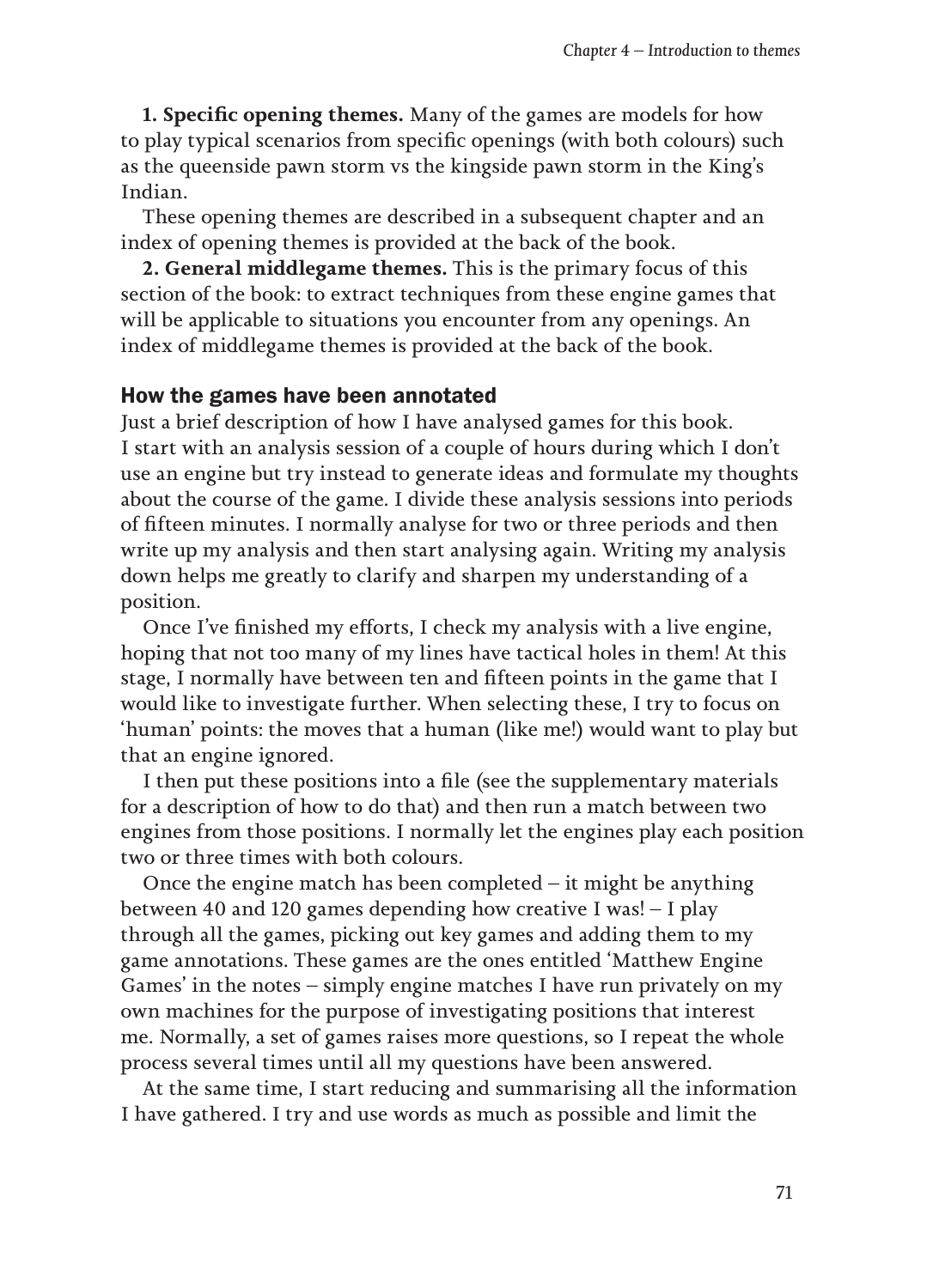**1. Specific opening themes.** Many of the games are models for how to play typical scenarios from specific openings (with both colours) such as the queenside pawn storm vs the kingside pawn storm in the King's Indian.

These opening themes are described in a subsequent chapter and an index of opening themes is provided at the back of the book.

**2. General middlegame themes.** This is the primary focus of this section of the book: to extract techniques from these engine games that will be applicable to situations you encounter from any openings. An index of middlegame themes is provided at the back of the book.

## How the games have been annotated

Just a brief description of how I have analysed games for this book. I start with an analysis session of a couple of hours during which I don't use an engine but try instead to generate ideas and formulate my thoughts about the course of the game. I divide these analysis sessions into periods of fifteen minutes. I normally analyse for two or three periods and then write up my analysis and then start analysing again. Writing my analysis down helps me greatly to clarify and sharpen my understanding of a position.

Once I've finished my efforts, I check my analysis with a live engine, hoping that not too many of my lines have tactical holes in them! At this stage, I normally have between ten and fifteen points in the game that I would like to investigate further. When selecting these, I try to focus on 'human' points: the moves that a human (like me!) would want to play but that an engine ignored.

I then put these positions into a file (see the supplementary materials for a description of how to do that) and then run a match between two engines from those positions. I normally let the engines play each position two or three times with both colours.

Once the engine match has been completed – it might be anything between 40 and 120 games depending how creative I was! – I play through all the games, picking out key games and adding them to my game annotations. These games are the ones entitled 'Matthew Engine Games' in the notes – simply engine matches I have run privately on my own machines for the purpose of investigating positions that interest me. Normally, a set of games raises more questions, so I repeat the whole process several times until all my questions have been answered.

At the same time, I start reducing and summarising all the information I have gathered. I try and use words as much as possible and limit the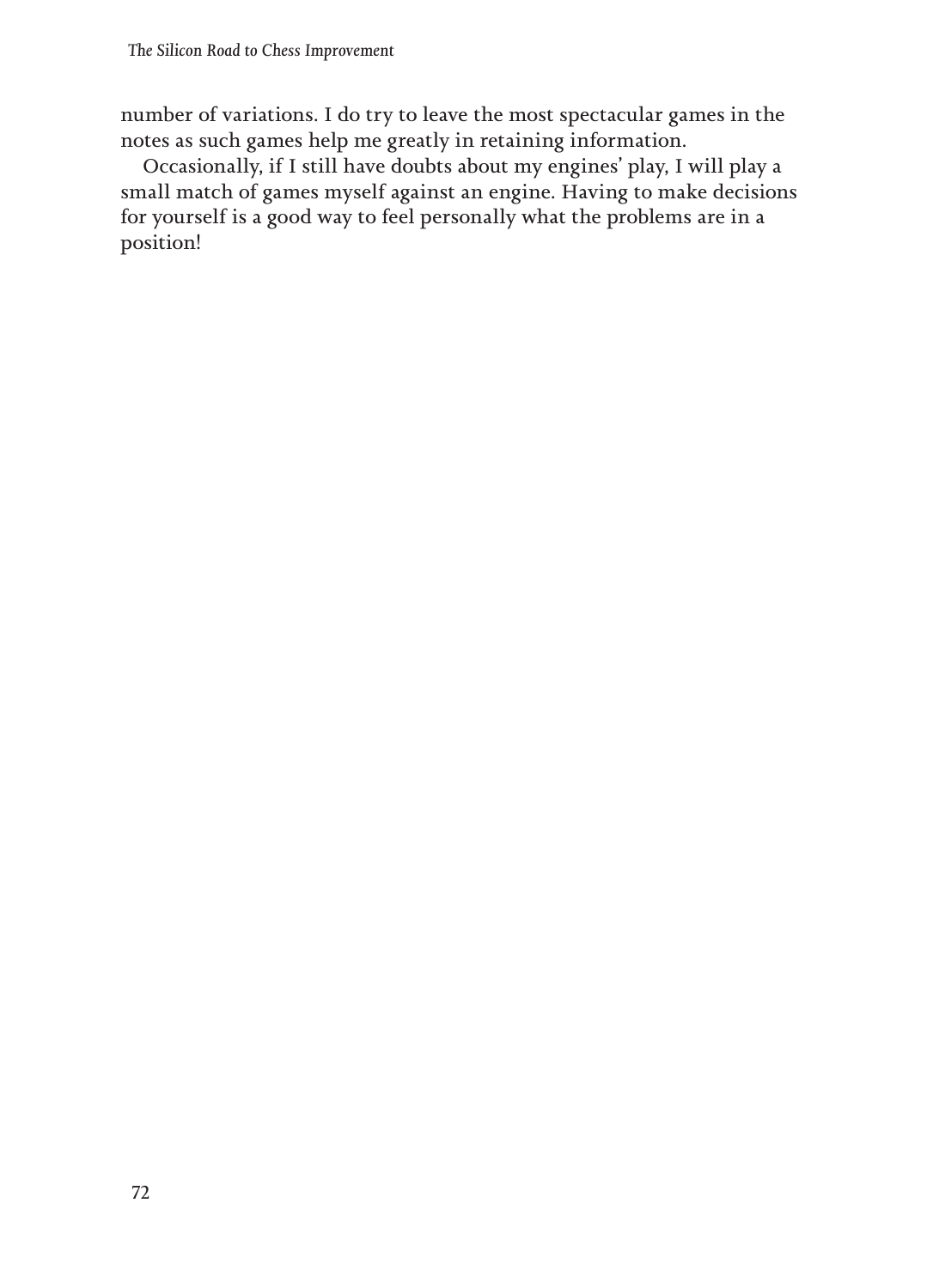number of variations. I do try to leave the most spectacular games in the notes as such games help me greatly in retaining information.

Occasionally, if I still have doubts about my engines' play, I will play a small match of games myself against an engine. Having to make decisions for yourself is a good way to feel personally what the problems are in a position!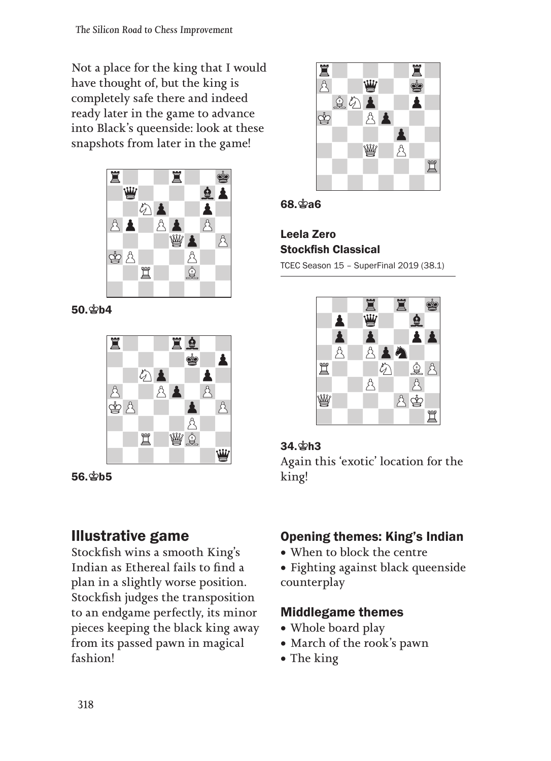Not a place for the king that I would have thought of, but the king is completely safe there and indeed ready later in the game to advance into Black's queenside: look at these snapshots from later in the game!

**50.♔b4**

**56.♔b5**

**68.♔a6**

**Leela Zero**
**Stockfish Classical**
TCEC Season 15 – SuperFinal 2019 (38.1)

**34.♔h3**

Again this 'exotic' location for the king!

## Illustrative game

Stockfish wins a smooth King's Indian as Ethereal fails to find a plan in a slightly worse position. Stockfish judges the transposition to an endgame perfectly, its minor pieces keeping the black king away from its passed pawn in magical fashion!

### Opening themes: King's Indian

- When to block the centre
- Fighting against black queenside counterplay

### Middlegame themes

- Whole board play
- March of the rook's pawn
- The king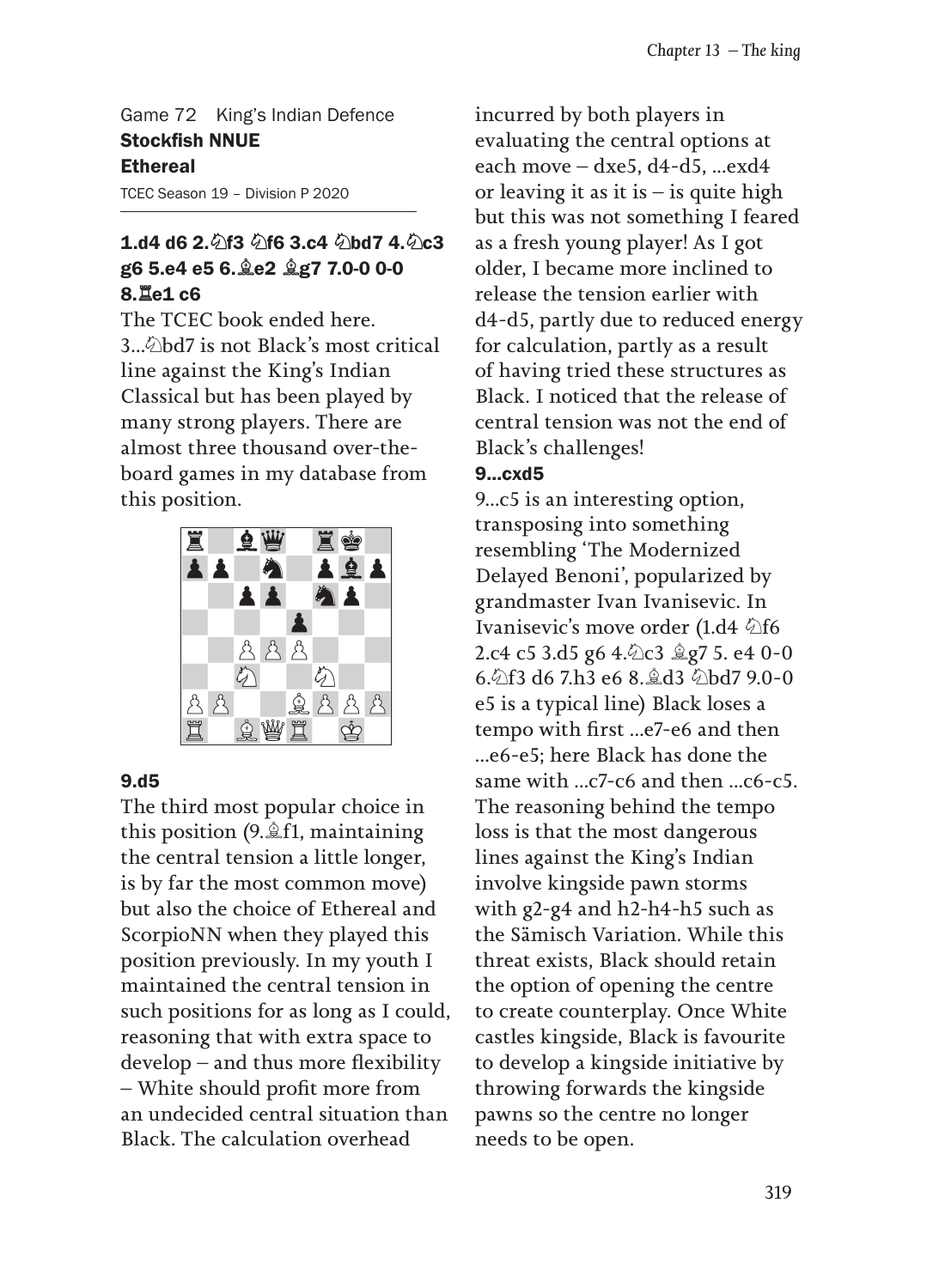Game 72 King's Indian Defence
**Stockfish NNUE**
**Ethereal**
TCEC Season 19 – Division P 2020

**1.d4 d6 2.♘f3 ♘f6 3.c4 ♘bd7 4.♘c3 g6 5.e4 e5 6.♗e2 ♗g7 7.0-0 0-0 8.♖e1 c6**

The TCEC book ended here. 3...♘bd7 is not Black's most critical line against the King's Indian Classical but has been played by many strong players. There are almost three thousand over-the-board games in my database from this position.

**9.d5**

The third most popular choice in this position (9.♗f1, maintaining the central tension a little longer, is by far the most common move) but also the choice of Ethereal and ScorpioNN when they played this position previously. In my youth I maintained the central tension in such positions for as long as I could, reasoning that with extra space to develop – and thus more flexibility – White should profit more from an undecided central situation than Black. The calculation overhead incurred by both players in evaluating the central options at each move – dxe5, d4-d5, ...exd4 or leaving it as it is – is quite high but this was not something I feared as a fresh young player! As I got older, I became more inclined to release the tension earlier with d4-d5, partly due to reduced energy for calculation, partly as a result of having tried these structures as Black. I noticed that the release of central tension was not the end of Black's challenges!

**9...cxd5**

9...c5 is an interesting option, transposing into something resembling 'The Modernized Delayed Benoni', popularized by grandmaster Ivan Ivanisevic. In Ivanisevic's move order (1.d4 ♘f6 2.c4 c5 3.d5 g6 4.♘c3 ♗g7 5. e4 0-0 6.♘f3 d6 7.h3 e6 8.♗d3 ♘bd7 9.0-0 e5 is a typical line) Black loses a tempo with first ...e7-e6 and then ...e6-e5; here Black has done the same with ...c7-c6 and then ...c6-c5. The reasoning behind the tempo loss is that the most dangerous lines against the King's Indian involve kingside pawn storms with g2-g4 and h2-h4-h5 such as the Sämisch Variation. While this threat exists, Black should retain the option of opening the centre to create counterplay. Once White castles kingside, Black is favourite to develop a kingside initiative by throwing forwards the kingside pawns so the centre no longer needs to be open.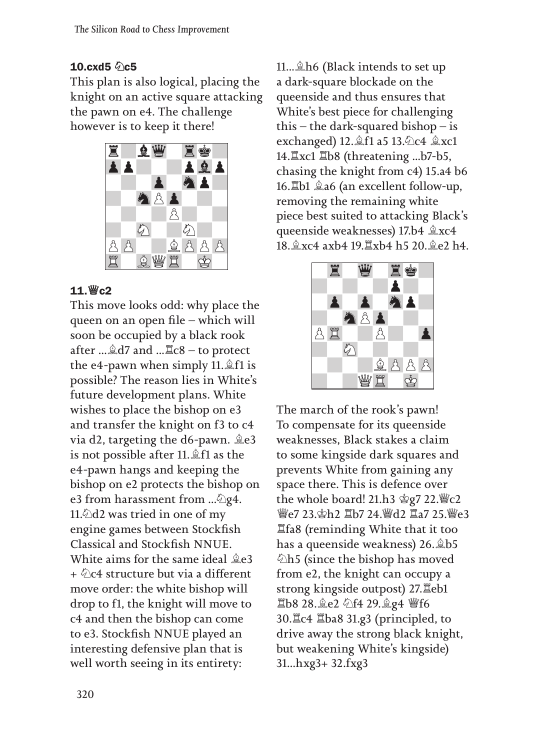**10.cxd5 ♘c5**

This plan is also logical, placing the knight on an active square attacking the pawn on e4. The challenge however is to keep it there!

**11.♕c2**

This move looks odd: why place the queen on an open file – which will soon be occupied by a black rook after ...♗d7 and ...♖c8 – to protect the e4-pawn when simply 11.♗f1 is possible? The reason lies in White's future development plans. White wishes to place the bishop on e3 and transfer the knight on f3 to c4 via d2, targeting the d6-pawn. ♗e3 is not possible after 11.♗f1 as the e4-pawn hangs and keeping the bishop on e2 protects the bishop on e3 from harassment from ...♘g4. 11.♘d2 was tried in one of my engine games between Stockfish Classical and Stockfish NNUE. White aims for the same ideal ♗e3 + ♘c4 structure but via a different move order: the white bishop will drop to f1, the knight will move to c4 and then the bishop can come to e3. Stockfish NNUE played an interesting defensive plan that is well worth seeing in its entirety: 11...♗h6 (Black intends to set up a dark-square blockade on the queenside and thus ensures that White's best piece for challenging this – the dark-squared bishop – is exchanged) 12.♗f1 a5 13.♘c4 ♗xc1 14.♖xc1 ♖b8 (threatening ...b7-b5, chasing the knight from c4) 15.a4 b6 16.♖b1 ♗a6 (an excellent follow-up, removing the remaining white piece best suited to attacking Black's queenside weaknesses) 17.b4 ♗xc4 18.♗xc4 axb4 19.♖xb4 h5 20.♗e2 h4.

The march of the rook's pawn! To compensate for its queenside weaknesses, Black stakes a claim to some kingside dark squares and prevents White from gaining any space there. This is defence over the whole board! 21.h3 ♔g7 22.♕c2 ♕e7 23.♔h2 ♖b7 24.♕d2 ♖a7 25.♕e3 ♖fa8 (reminding White that it too has a queenside weakness) 26.♗b5 ♘h5 (since the bishop has moved from e2, the knight can occupy a strong kingside outpost) 27.♖eb1 ♖b8 28.♗e2 ♘f4 29.♗g4 ♕f6 30.♖c4 ♖ba8 31.g3 (principled, to drive away the strong black knight, but weakening White's kingside) 31...hxg3+ 32.fxg3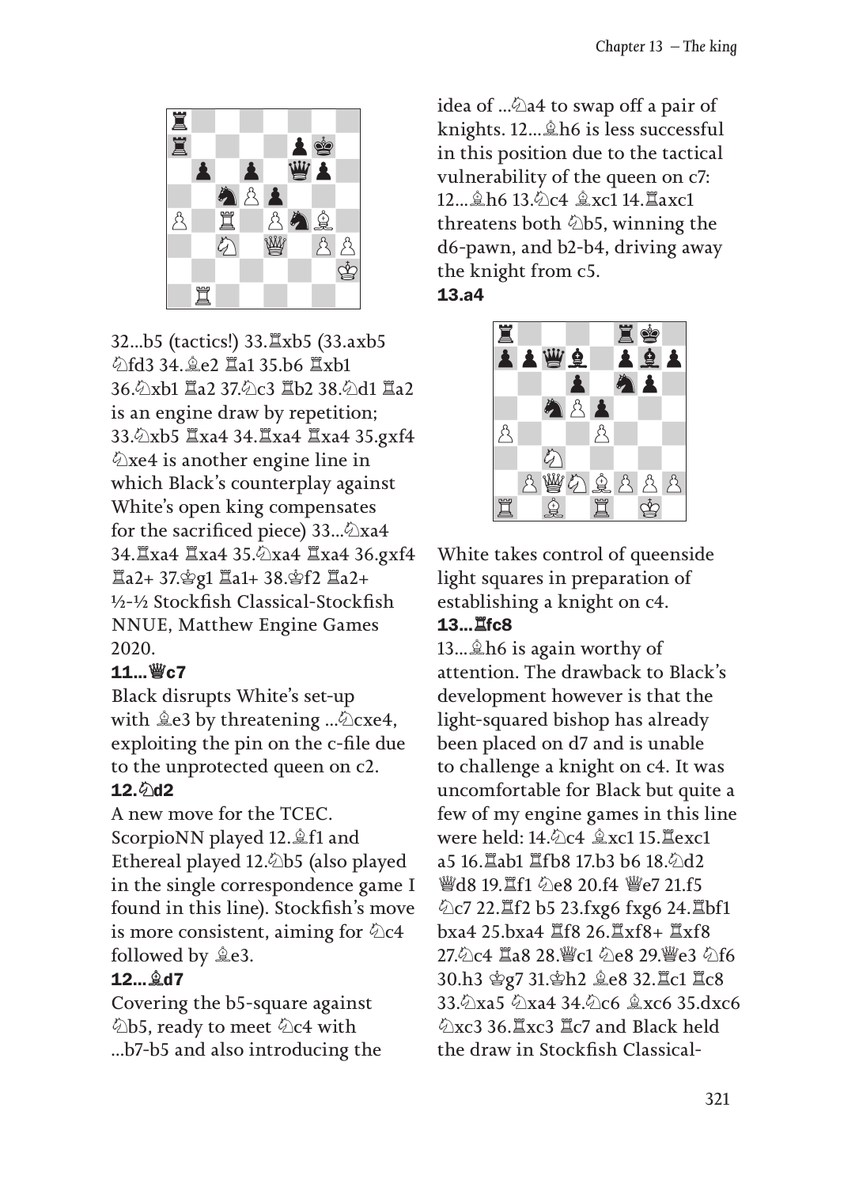32...b5 (tactics!) 33.♖xb5 (33.axb5 ♘fd3 34.♗e2 ♖a1 35.b6 ♖xb1 36.♘xb1 ♖a2 37.♘c3 ♖b2 38.♘d1 ♖a2 is an engine draw by repetition; 33.♘xb5 ♖xa4 34.♖xa4 ♖xa4 35.gxf4 ♘xe4 is another engine line in which Black's counterplay against White's open king compensates for the sacrificed piece) 33...♘xa4 34.♖xa4 ♖xa4 35.♘xa4 ♖xa4 36.gxf4 ♖a2+ 37.♔g1 ♖a1+ 38.♔f2 ♖a2+ ½-½ Stockfish Classical-Stockfish NNUE, Matthew Engine Games 2020.

**11...♕c7**

Black disrupts White's set-up with ♗e3 by threatening ...♘cxe4, exploiting the pin on the c-file due to the unprotected queen on c2.

**12.♘d2**

A new move for the TCEC. ScorpioNN played 12.♗f1 and Ethereal played 12.♘b5 (also played in the single correspondence game I found in this line). Stockfish's move is more consistent, aiming for ♘c4 followed by ♗e3.

**12...♗d7**

Covering the b5-square against ♘b5, ready to meet ♘c4 with ...b7-b5 and also introducing the idea of ...♘a4 to swap off a pair of knights. 12...♗h6 is less successful in this position due to the tactical vulnerability of the queen on c7: 12...♗h6 13.♘c4 ♗xc1 14.♖axc1 threatens both ♘b5, winning the d6-pawn, and b2-b4, driving away the knight from c5.

**13.a4**

White takes control of queenside light squares in preparation of establishing a knight on c4.

**13...♖fc8**

13...♗h6 is again worthy of attention. The drawback to Black's development however is that the light-squared bishop has already been placed on d7 and is unable to challenge a knight on c4. It was uncomfortable for Black but quite a few of my engine games in this line were held: 14.♘c4 ♗xc1 15.♖exc1 a5 16.♖ab1 ♖fb8 17.b3 b6 18.♘d2 ♕d8 19.♖f1 ♘e8 20.f4 ♕e7 21.f5 ♘c7 22.♖f2 b5 23.fxg6 fxg6 24.♖bf1 bxa4 25.bxa4 ♖f8 26.♖xf8+ ♖xf8 27.♘c4 ♖a8 28.♕c1 ♘e8 29.♕e3 ♘f6 30.h3 ♔g7 31.♔h2 ♗e8 32.♖c1 ♖c8 33.♘xa5 ♘xa4 34.♘c6 ♗xc6 35.dxc6 ♘xc3 36.♖xc3 ♖c7 and Black held the draw in Stockfish Classical-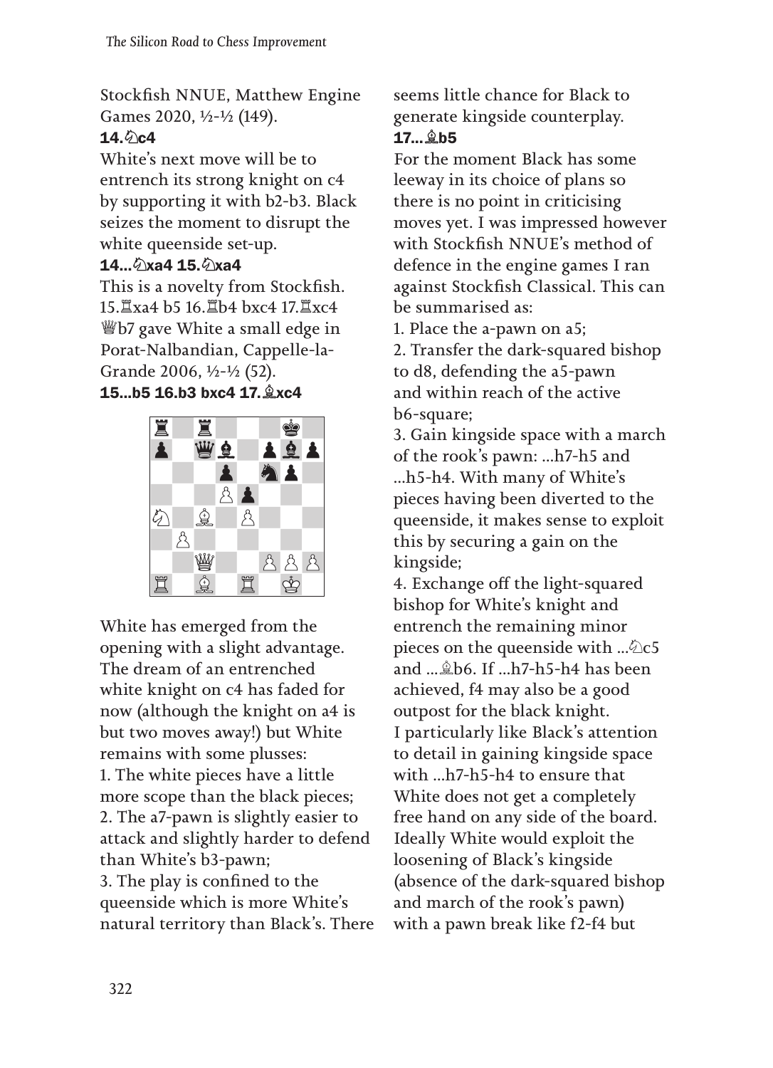Stockfish NNUE, Matthew Engine Games 2020, ½-½ (149).

**14.♘c4**

White's next move will be to entrench its strong knight on c4 by supporting it with b2-b3. Black seizes the moment to disrupt the white queenside set-up.

**14...♘xa4 15.♘xa4**

This is a novelty from Stockfish. 15.♖xa4 b5 16.♖b4 bxc4 17.♖xc4 ♕b7 gave White a small edge in Porat-Nalbandian, Cappelle-la-Grande 2006, ½-½ (52).

**15...b5 16.b3 bxc4 17.♗xc4**

White has emerged from the opening with a slight advantage. The dream of an entrenched white knight on c4 has faded for now (although the knight on a4 is but two moves away!) but White remains with some plusses:

1. The white pieces have a little more scope than the black pieces;
2. The a7-pawn is slightly easier to attack and slightly harder to defend than White's b3-pawn;
3. The play is confined to the queenside which is more White's natural territory than Black's. There seems little chance for Black to generate kingside counterplay.

**17...♗b5**

For the moment Black has some leeway in its choice of plans so there is no point in criticising moves yet. I was impressed however with Stockfish NNUE's method of defence in the engine games I ran against Stockfish Classical. This can be summarised as:

1. Place the a-pawn on a5;
2. Transfer the dark-squared bishop to d8, defending the a5-pawn and within reach of the active b6-square;
3. Gain kingside space with a march of the rook's pawn: ...h7-h5 and ...h5-h4. With many of White's pieces having been diverted to the queenside, it makes sense to exploit this by securing a gain on the kingside;
4. Exchange off the light-squared bishop for White's knight and entrench the remaining minor pieces on the queenside with ...♘c5 and ...♗b6. If ...h7-h5-h4 has been achieved, f4 may also be a good outpost for the black knight.

I particularly like Black's attention to detail in gaining kingside space with ...h7-h5-h4 to ensure that White does not get a completely free hand on any side of the board. Ideally White would exploit the loosening of Black's kingside (absence of the dark-squared bishop and march of the rook's pawn) with a pawn break like f2-f4 but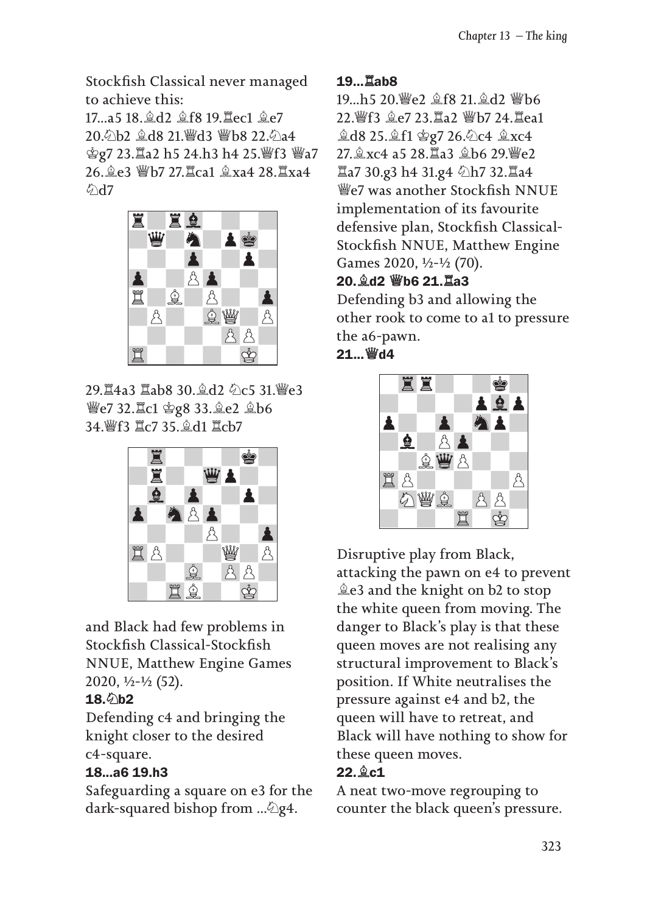Stockfish Classical never managed to achieve this:
17...a5 18.♗d2 ♗f8 19.♖ec1 ♗e7 20.♘b2 ♗d8 21.♕d3 ♕b8 22.♘a4 ♔g7 23.♖a2 h5 24.h3 h4 25.♕f3 ♕a7 26.♗e3 ♕b7 27.♖ca1 ♗xa4 28.♖xa4 ♘d7

29.♖4a3 ♖ab8 30.♗d2 ♘c5 31.♕e3 ♕e7 32.♖c1 ♔g8 33.♗e2 ♗b6 34.♕f3 ♖c7 35.♗d1 ♖cb7

and Black had few problems in Stockfish Classical-Stockfish NNUE, Matthew Engine Games 2020, ½-½ (52).

**18.♘b2**

Defending c4 and bringing the knight closer to the desired c4-square.

**18...a6 19.h3**

Safeguarding a square on e3 for the dark-squared bishop from ...♘g4.

**19...♖ab8**

19...h5 20.♕e2 ♗f8 21.♗d2 ♕b6 22.♕f3 ♗e7 23.♖a2 ♕b7 24.♖ea1 ♗d8 25.♗f1 ♔g7 26.♘c4 ♗xc4 27.♗xc4 a5 28.♖a3 ♗b6 29.♕e2 ♖a7 30.g3 h4 31.g4 ♘h7 32.♖a4 ♕e7 was another Stockfish NNUE implementation of its favourite defensive plan, Stockfish Classical-Stockfish NNUE, Matthew Engine Games 2020, ½-½ (70).

**20.♗d2 ♕b6 21.♖a3**

Defending b3 and allowing the other rook to come to a1 to pressure the a6-pawn.

**21...♕d4**

Disruptive play from Black, attacking the pawn on e4 to prevent ♗e3 and the knight on b2 to stop the white queen from moving. The danger to Black's play is that these queen moves are not realising any structural improvement to Black's position. If White neutralises the pressure against e4 and b2, the queen will have to retreat, and Black will have nothing to show for these queen moves.

**22.♗c1**

A neat two-move regrouping to counter the black queen's pressure.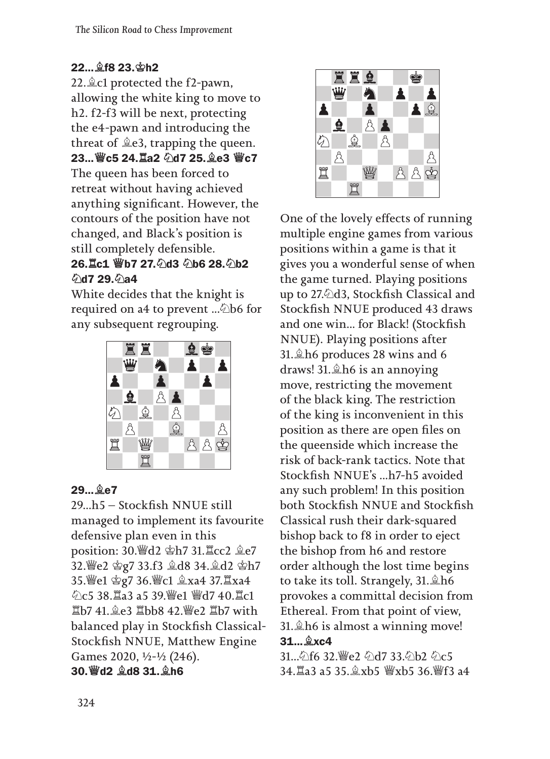**22...♗f8 23.♔h2**

22.♗c1 protected the f2-pawn, allowing the white king to move to h2. f2-f3 will be next, protecting the e4-pawn and introducing the threat of ♗e3, trapping the queen.

**23...♕c5 24.♖a2 ♘d7 25.♗e3 ♕c7**

The queen has been forced to retreat without having achieved anything significant. However, the contours of the position have not changed, and Black's position is still completely defensible.

**26.♖c1 ♕b7 27.♘d3 ♘b6 28.♘b2 ♘d7 29.♘a4**

White decides that the knight is required on a4 to prevent ...♘b6 for any subsequent regrouping.

**29...♗e7**

29...h5 – Stockfish NNUE still managed to implement its favourite defensive plan even in this position: 30.♕d2 ♔h7 31.♖cc2 ♗e7 32.♕e2 ♔g7 33.f3 ♗d8 34.♗d2 ♔h7 35.♕e1 ♔g7 36.♕c1 ♗xa4 37.♖xa4 ♘c5 38.♖a3 a5 39.♕e1 ♕d7 40.♖c1 ♖b7 41.♗e3 ♖bb8 42.♕e2 ♖b7 with balanced play in Stockfish Classical-Stockfish NNUE, Matthew Engine Games 2020, ½-½ (246).

**30.♕d2 ♗d8 31.♗h6**

One of the lovely effects of running multiple engine games from various positions within a game is that it gives you a wonderful sense of when the game turned. Playing positions up to 27.♘d3, Stockfish Classical and Stockfish NNUE produced 43 draws and one win... for Black! (Stockfish NNUE). Playing positions after 31.♗h6 produces 28 wins and 6 draws! 31.♗h6 is an annoying move, restricting the movement of the black king. The restriction of the king is inconvenient in this position as there are open files on the queenside which increase the risk of back-rank tactics. Note that Stockfish NNUE's ...h7-h5 avoided any such problem! In this position both Stockfish NNUE and Stockfish Classical rush their dark-squared bishop back to f8 in order to eject the bishop from h6 and restore order although the lost time begins to take its toll. Strangely, 31.♗h6 provokes a committal decision from Ethereal. From that point of view, 31.♗h6 is almost a winning move!

**31...♗xc4**

31...♘f6 32.♕e2 ♘d7 33.♘b2 ♘c5 34.♖a3 a5 35.♗xb5 ♕xb5 36.♕f3 a4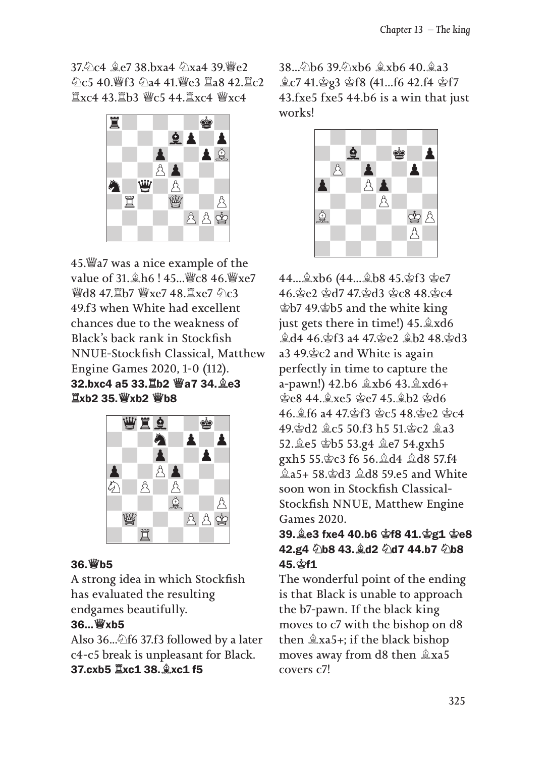37.♘c4 ♗e7 38.bxa4 ♘xa4 39.♕e2 ♘c5 40.♕f3 ♘a4 41.♕e3 ♖a8 42.♖c2 ♖xc4 43.♖b3 ♕c5 44.♖xc4 ♕xc4

45.♕a7 was a nice example of the value of 31.♗h6 ! 45...♕c8 46.♕xe7 ♕d8 47.♖b7 ♕xe7 48.♖xe7 ♘c3 49.f3 when White had excellent chances due to the weakness of Black's back rank in Stockfish NNUE-Stockfish Classical, Matthew Engine Games 2020, 1-0 (112).

**32.bxc4 a5 33.♖b2 ♕a7 34.♗e3 ♖xb2 35.♕xb2 ♕b8**

**36.♕b5**

A strong idea in which Stockfish has evaluated the resulting endgames beautifully.

**36...♕xb5**

Also 36...♘f6 37.f3 followed by a later c4-c5 break is unpleasant for Black.

**37.cxb5 ♖xc1 38.♗xc1 f5**

38...♘b6 39.♘xb6 ♗xb6 40.♗a3 ♗c7 41.♔g3 ♔f8 (41...f6 42.f4 ♔f7 43.fxe5 fxe5 44.b6 is a win that just works!

44...♗xb6 (44...♗b8 45.♔f3 ♔e7 46.♔e2 ♔d7 47.♔d3 ♔c8 48.♔c4 ♔b7 49.♔b5 and the white king just gets there in time!) 45.♗xd6 ♗d4 46.♔f3 a4 47.♔e2 ♗b2 48.♔d3 a3 49.♔c2 and White is again perfectly in time to capture the a-pawn!) 42.b6 ♗xb6 43.♗xd6+ ♔e8 44.♗xe5 ♔e7 45.♗b2 ♔d6 46.♗f6 a4 47.♔f3 ♔c5 48.♔e2 ♔c4 49.♔d2 ♗c5 50.f3 h5 51.♔c2 ♗a3 52.♗e5 ♔b5 53.g4 ♗e7 54.gxh5 gxh5 55.♔c3 f6 56.♗d4 ♗d8 57.f4 ♗a5+ 58.♔d3 ♗d8 59.e5 and White soon won in Stockfish Classical-Stockfish NNUE, Matthew Engine Games 2020.

**39.♗e3 fxe4 40.b6 ♔f8 41.♔g1 ♔e8 42.g4 ♘b8 43.♗d2 ♘d7 44.b7 ♘b8 45.♔f1**

The wonderful point of the ending is that Black is unable to approach the b7-pawn. If the black king moves to c7 with the bishop on d8 then ♗xa5+; if the black bishop moves away from d8 then ♗xa5 covers c7!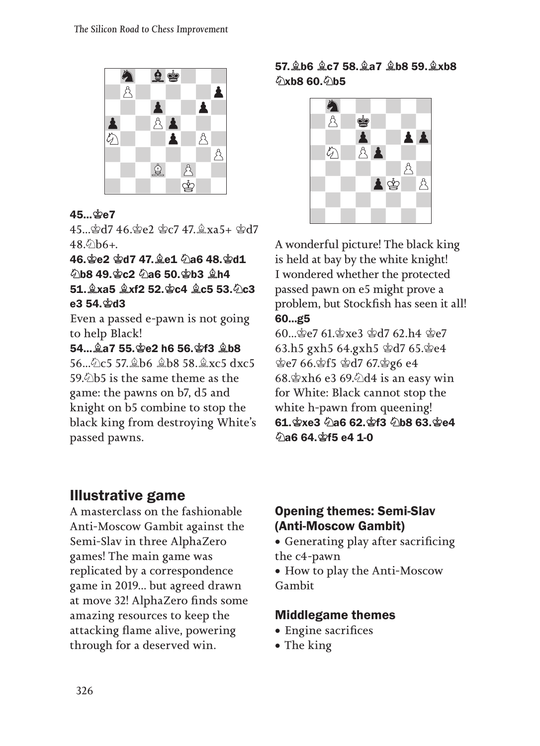**45...♔e7**

45...♔d7 46.♔e2 ♔c7 47.♗xa5+ ♔d7 48.♘b6+.

**46.♔e2 ♔d7 47.♗e1 ♘a6 48.♔d1 ♘b8 49.♔c2 ♘a6 50.♔b3 ♗h4 51.♗xa5 ♗xf2 52.♔c4 ♗c5 53.♘c3 e3 54.♔d3**

Even a passed e-pawn is not going to help Black!

**54...♗a7 55.♔e2 h6 56.♔f3 ♗b8**

56...♘c5 57.♗b6 ♗b8 58.♗xc5 dxc5 59.♘b5 is the same theme as the game: the pawns on b7, d5 and knight on b5 combine to stop the black king from destroying White's passed pawns.

**57.♗b6 ♗c7 58.♗a7 ♗b8 59.♗xb8 ♘xb8 60.♘b5**

A wonderful picture! The black king is held at bay by the white knight! I wondered whether the protected passed pawn on e5 might prove a problem, but Stockfish has seen it all!

**60...g5**

60...♔e7 61.♔xe3 ♔d7 62.h4 ♔e7 63.h5 gxh5 64.gxh5 ♔d7 65.♔e4 ♔e7 66.♔f5 ♔d7 67.♔g6 e4 68.♔xh6 e3 69.♘d4 is an easy win for White: Black cannot stop the white h-pawn from queening!

**61.♔xe3 ♘a6 62.♔f3 ♘b8 63.♔e4 ♘a6 64.♔f5 e4 1-0**

## Illustrative game

A masterclass on the fashionable Anti-Moscow Gambit against the Semi-Slav in three AlphaZero games! The main game was replicated by a correspondence game in 2019... but agreed drawn at move 32! AlphaZero finds some amazing resources to keep the attacking flame alive, powering through for a deserved win.

### Opening themes: Semi-Slav (Anti-Moscow Gambit)

- Generating play after sacrificing the c4-pawn
- How to play the Anti-Moscow Gambit

### Middlegame themes

- Engine sacrifices
- The king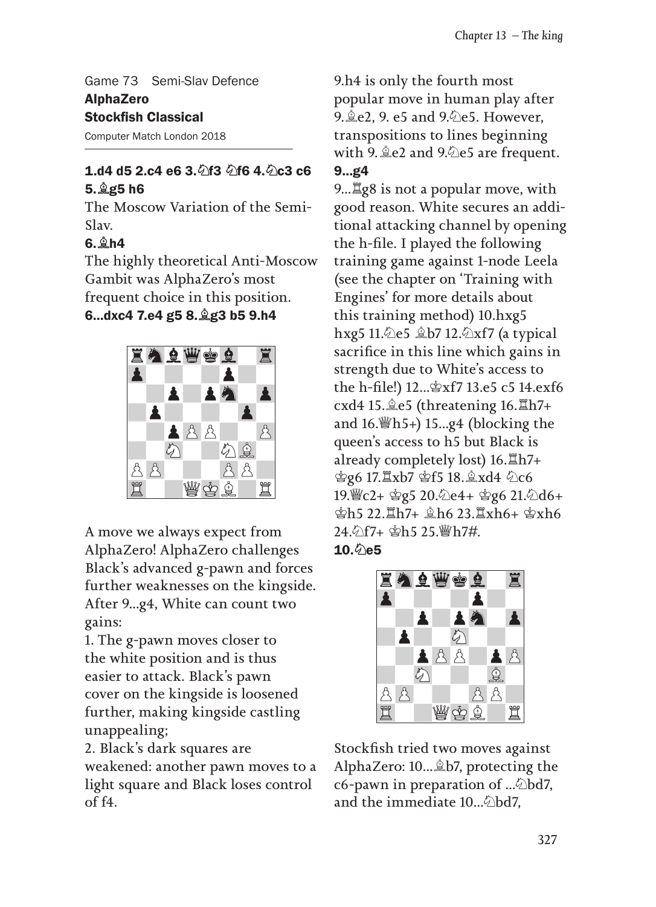Game 73 Semi-Slav Defence

**AlphaZero**

**Stockfish Classical**

Computer Match London 2018

**1.d4 d5 2.c4 e6 3.♘f3 ♘f6 4.♘c3 c6 5.♗g5 h6**

The Moscow Variation of the Semi-Slav.

**6.♗h4**

The highly theoretical Anti-Moscow Gambit was AlphaZero's most frequent choice in this position.

**6...dxc4 7.e4 g5 8.♗g3 b5 9.h4**

A move we always expect from AlphaZero! AlphaZero challenges Black's advanced g-pawn and forces further weaknesses on the kingside. After 9...g4, White can count two gains:

1. The g-pawn moves closer to the white position and is thus easier to attack. Black's pawn cover on the kingside is loosened further, making kingside castling unappealing;
2. Black's dark squares are weakened: another pawn moves to a light square and Black loses control of f4.

9.h4 is only the fourth most popular move in human play after 9.♗e2, 9. e5 and 9.♘e5. However, transpositions to lines beginning with 9.♗e2 and 9.♘e5 are frequent.

**9...g4**

9...♖g8 is not a popular move, with good reason. White secures an additional attacking channel by opening the h-file. I played the following training game against 1-node Leela (see the chapter on 'Training with Engines' for more details about this training method) 10.hxg5 hxg5 11.♘e5 ♗b7 12.♘xf7 (a typical sacrifice in this line which gains in strength due to White's access to the h-file!) 12...♔xf7 13.e5 c5 14.exf6 cxd4 15.♗e5 (threatening 16.♖h7+ and 16.♕h5+) 15...g4 (blocking the queen's access to h5 but Black is already completely lost) 16.♖h7+ ♔g6 17.♖xb7 ♔f5 18.♗xd4 ♘c6 19.♕c2+ ♔g5 20.♘e4+ ♔g6 21.♘d6+ ♔h5 22.♖h7+ ♗h6 23.♖xh6+ ♔xh6 24.♘f7+ ♔h5 25.♕h7#.

**10.♘e5**

Stockfish tried two moves against AlphaZero: 10...♗b7, protecting the c6-pawn in preparation of ...♘bd7, and the immediate 10...♘bd7,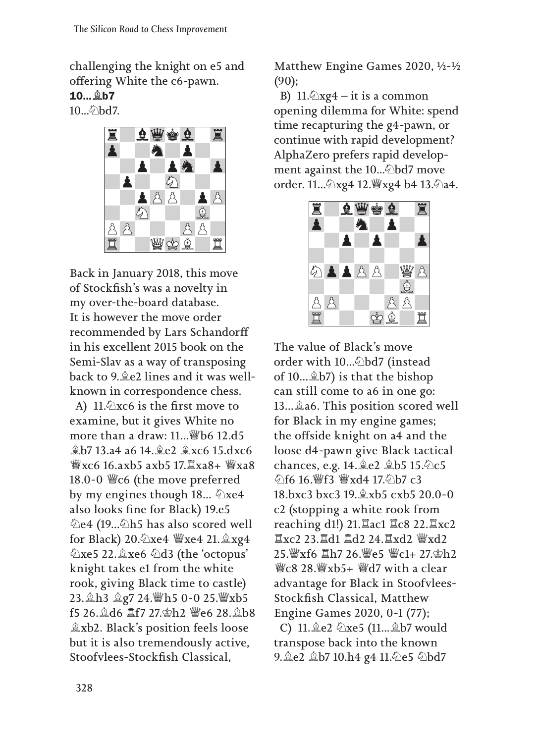challenging the knight on e5 and offering White the c6-pawn.

**10...♗b7**

10...♘bd7.

Back in January 2018, this move of Stockfish's was a novelty in my over-the-board database. It is however the move order recommended by Lars Schandorff in his excellent 2015 book on the Semi-Slav as a way of transposing back to 9.♗e2 lines and it was well-known in correspondence chess.

A) 11.♘xc6 is the first move to examine, but it gives White no more than a draw: 11...♕b6 12.d5 ♗b7 13.a4 a6 14.♗e2 ♗xc6 15.dxc6 ♕xc6 16.axb5 axb5 17.♖xa8+ ♕xa8 18.0-0 ♕c6 (the move preferred by my engines though 18... ♘xe4 also looks fine for Black) 19.e5 ♘e4 (19...♘h5 has also scored well for Black) 20.♘xe4 ♕xe4 21.♗xg4 ♘xe5 22.♗xe6 ♘d3 (the 'octopus' knight takes e1 from the white rook, giving Black time to castle) 23.♗h3 ♗g7 24.♕h5 0-0 25.♕xb5 f5 26.♗d6 ♖f7 27.♔h2 ♕e6 28.♗b8 ♗xb2. Black's position feels loose but it is also tremendously active, Stoofvlees-Stockfish Classical, Matthew Engine Games 2020, ½-½ (90);

B) 11.♘xg4 – it is a common opening dilemma for White: spend time recapturing the g4-pawn, or continue with rapid development? AlphaZero prefers rapid development against the 10...♘bd7 move order. 11...♘xg4 12.♕xg4 b4 13.♘a4.

The value of Black's move order with 10...♘bd7 (instead of 10...♗b7) is that the bishop can still come to a6 in one go: 13...♗a6. This position scored well for Black in my engine games; the offside knight on a4 and the loose d4-pawn give Black tactical chances, e.g. 14.♗e2 ♗b5 15.♘c5 ♘f6 16.♕f3 ♕xd4 17.♘b7 c3 18.bxc3 bxc3 19.♗xb5 cxb5 20.0-0 c2 (stopping a white rook from reaching d1!) 21.♖ac1 ♖c8 22.♖xc2 ♖xc2 23.♖d1 ♖d2 24.♖xd2 ♕xd2 25.♕xf6 ♖h7 26.♕e5 ♕c1+ 27.♔h2 ♕c8 28.♕xb5+ ♕d7 with a clear advantage for Black in Stoofvlees-Stockfish Classical, Matthew Engine Games 2020, 0-1 (77);

C) 11.♗e2 ♘xe5 (11...♗b7 would transpose back into the known 9.♗e2 ♗b7 10.h4 g4 11.♘e5 ♘bd7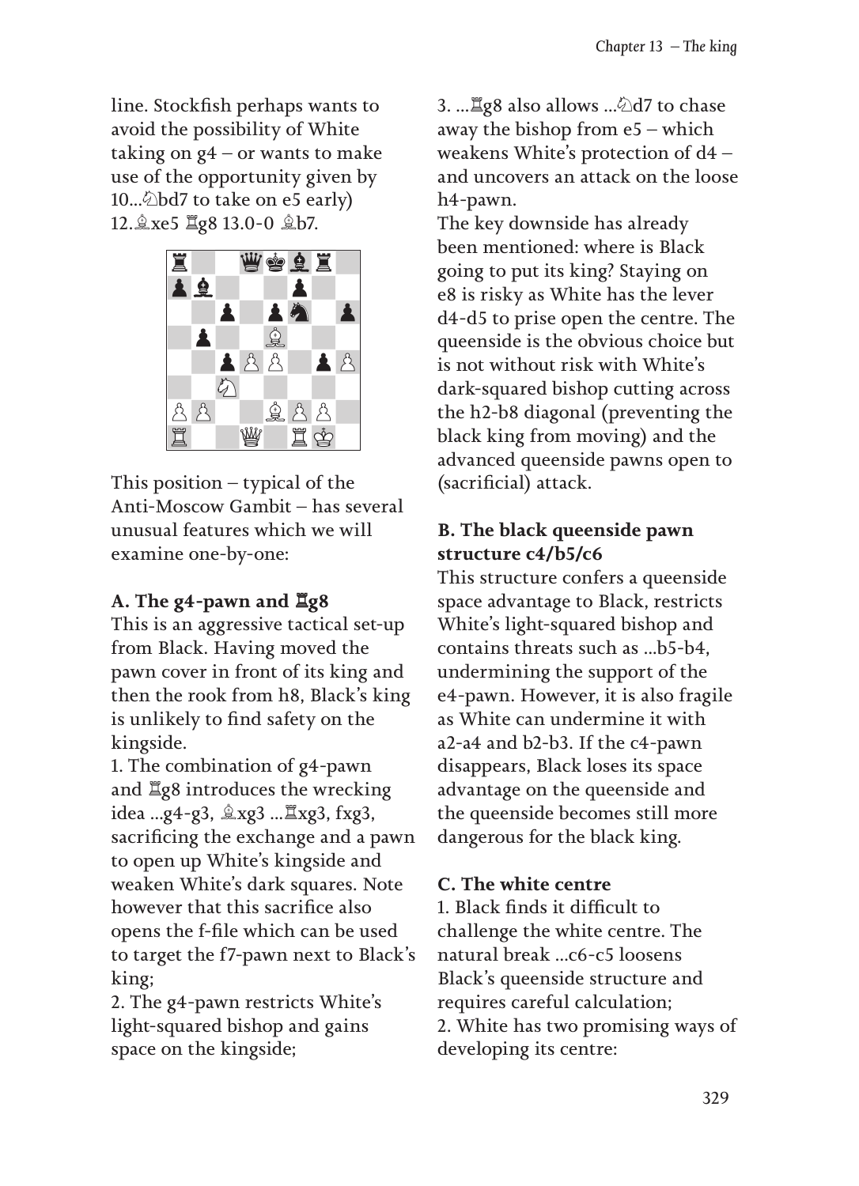line. Stockfish perhaps wants to avoid the possibility of White taking on g4 – or wants to make use of the opportunity given by 10...♘bd7 to take on e5 early) 12.♗xe5 ♖g8 13.0-0 ♗b7.

This position – typical of the Anti-Moscow Gambit – has several unusual features which we will examine one-by-one:

**A. The g4-pawn and ♖g8**

This is an aggressive tactical set-up from Black. Having moved the pawn cover in front of its king and then the rook from h8, Black's king is unlikely to find safety on the kingside.

1. The combination of g4-pawn and ♖g8 introduces the wrecking idea ...g4-g3, ♗xg3 ...♖xg3, fxg3, sacrificing the exchange and a pawn to open up White's kingside and weaken White's dark squares. Note however that this sacrifice also opens the f-file which can be used to target the f7-pawn next to Black's king;

2. The g4-pawn restricts White's light-squared bishop and gains space on the kingside;

3. ...♖g8 also allows ...♘d7 to chase away the bishop from e5 – which weakens White's protection of d4 – and uncovers an attack on the loose h4-pawn.

The key downside has already been mentioned: where is Black going to put its king? Staying on e8 is risky as White has the lever d4-d5 to prise open the centre. The queenside is the obvious choice but is not without risk with White's dark-squared bishop cutting across the h2-b8 diagonal (preventing the black king from moving) and the advanced queenside pawns open to (sacrificial) attack.

**B. The black queenside pawn structure c4/b5/c6**

This structure confers a queenside space advantage to Black, restricts White's light-squared bishop and contains threats such as ...b5-b4, undermining the support of the e4-pawn. However, it is also fragile as White can undermine it with a2-a4 and b2-b3. If the c4-pawn disappears, Black loses its space advantage on the queenside and the queenside becomes still more dangerous for the black king.

**C. The white centre**

1. Black finds it difficult to challenge the white centre. The natural break ...c6-c5 loosens Black's queenside structure and requires careful calculation;

2. White has two promising ways of developing its centre: